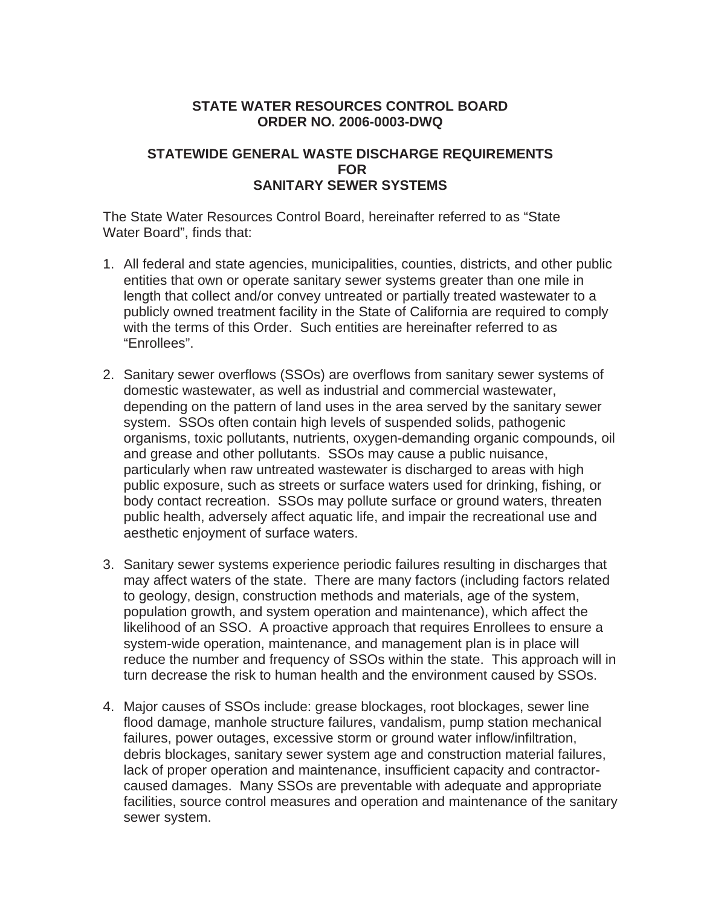# STATE WATER RESOURCES CONTROL BOARD
# ORDER NO. 2006-0003-DWQ

## STATEWIDE GENERAL WASTE DISCHARGE REQUIREMENTS FOR SANITARY SEWER SYSTEMS

The State Water Resources Control Board, hereinafter referred to as "State Water Board", finds that:

1. All federal and state agencies, municipalities, counties, districts, and other public entities that own or operate sanitary sewer systems greater than one mile in length that collect and/or convey untreated or partially treated wastewater to a publicly owned treatment facility in the State of California are required to comply with the terms of this Order. Such entities are hereinafter referred to as "Enrollees".

2. Sanitary sewer overflows (SSOs) are overflows from sanitary sewer systems of domestic wastewater, as well as industrial and commercial wastewater, depending on the pattern of land uses in the area served by the sanitary sewer system. SSOs often contain high levels of suspended solids, pathogenic organisms, toxic pollutants, nutrients, oxygen-demanding organic compounds, oil and grease and other pollutants. SSOs may cause a public nuisance, particularly when raw untreated wastewater is discharged to areas with high public exposure, such as streets or surface waters used for drinking, fishing, or body contact recreation. SSOs may pollute surface or ground waters, threaten public health, adversely affect aquatic life, and impair the recreational use and aesthetic enjoyment of surface waters.

3. Sanitary sewer systems experience periodic failures resulting in discharges that may affect waters of the state. There are many factors (including factors related to geology, design, construction methods and materials, age of the system, population growth, and system operation and maintenance), which affect the likelihood of an SSO. A proactive approach that requires Enrollees to ensure a system-wide operation, maintenance, and management plan is in place will reduce the number and frequency of SSOs within the state. This approach will in turn decrease the risk to human health and the environment caused by SSOs.

4. Major causes of SSOs include: grease blockages, root blockages, sewer line flood damage, manhole structure failures, vandalism, pump station mechanical failures, power outages, excessive storm or ground water inflow/infiltration, debris blockages, sanitary sewer system age and construction material failures, lack of proper operation and maintenance, insufficient capacity and contractor-caused damages. Many SSOs are preventable with adequate and appropriate facilities, source control measures and operation and maintenance of the sanitary sewer system.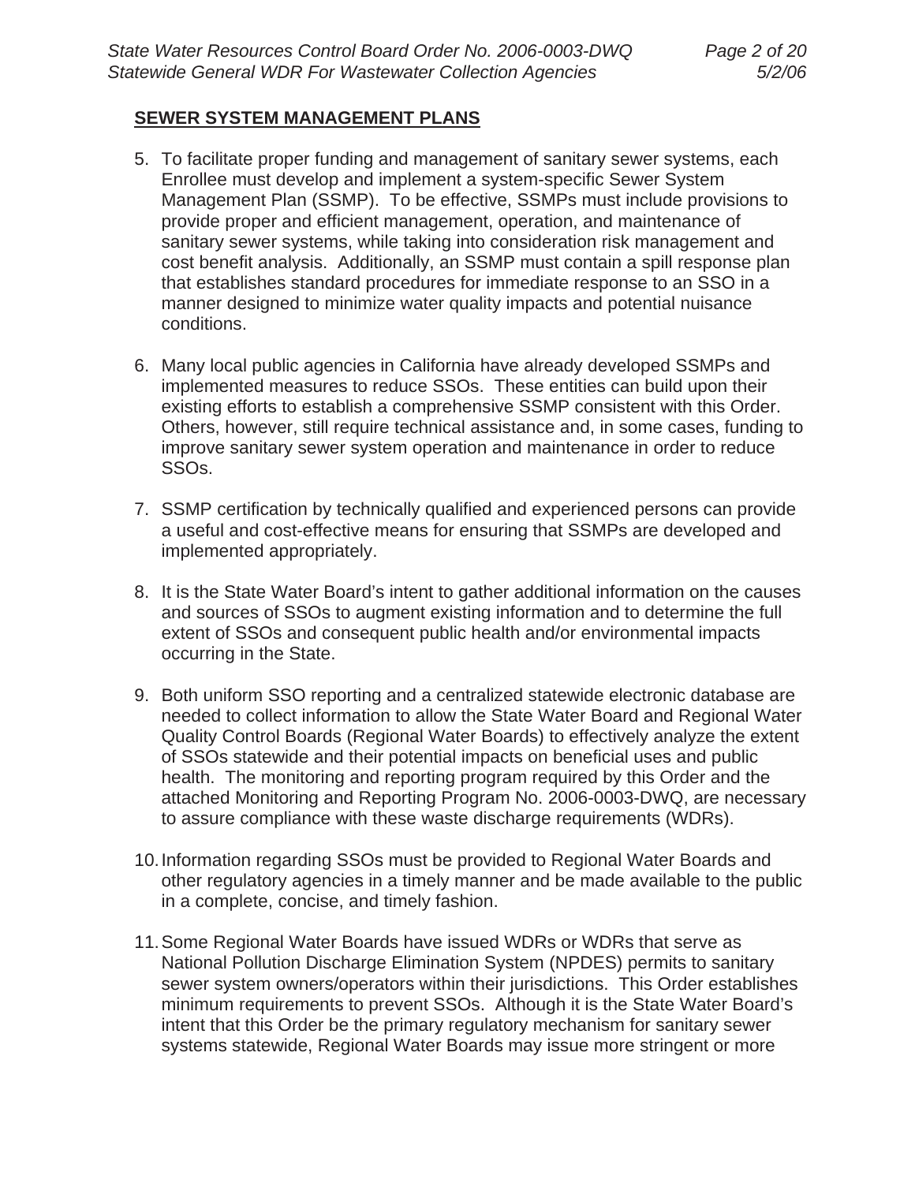**SEWER SYSTEM MANAGEMENT PLANS**

5. To facilitate proper funding and management of sanitary sewer systems, each Enrollee must develop and implement a system-specific Sewer System Management Plan (SSMP). To be effective, SSMPs must include provisions to provide proper and efficient management, operation, and maintenance of sanitary sewer systems, while taking into consideration risk management and cost benefit analysis. Additionally, an SSMP must contain a spill response plan that establishes standard procedures for immediate response to an SSO in a manner designed to minimize water quality impacts and potential nuisance conditions.

6. Many local public agencies in California have already developed SSMPs and implemented measures to reduce SSOs. These entities can build upon their existing efforts to establish a comprehensive SSMP consistent with this Order. Others, however, still require technical assistance and, in some cases, funding to improve sanitary sewer system operation and maintenance in order to reduce SSOs.

7. SSMP certification by technically qualified and experienced persons can provide a useful and cost-effective means for ensuring that SSMPs are developed and implemented appropriately.

8. It is the State Water Board's intent to gather additional information on the causes and sources of SSOs to augment existing information and to determine the full extent of SSOs and consequent public health and/or environmental impacts occurring in the State.

9. Both uniform SSO reporting and a centralized statewide electronic database are needed to collect information to allow the State Water Board and Regional Water Quality Control Boards (Regional Water Boards) to effectively analyze the extent of SSOs statewide and their potential impacts on beneficial uses and public health. The monitoring and reporting program required by this Order and the attached Monitoring and Reporting Program No. 2006-0003-DWQ, are necessary to assure compliance with these waste discharge requirements (WDRs).

10. Information regarding SSOs must be provided to Regional Water Boards and other regulatory agencies in a timely manner and be made available to the public in a complete, concise, and timely fashion.

11. Some Regional Water Boards have issued WDRs or WDRs that serve as National Pollution Discharge Elimination System (NPDES) permits to sanitary sewer system owners/operators within their jurisdictions. This Order establishes minimum requirements to prevent SSOs. Although it is the State Water Board's intent that this Order be the primary regulatory mechanism for sanitary sewer systems statewide, Regional Water Boards may issue more stringent or more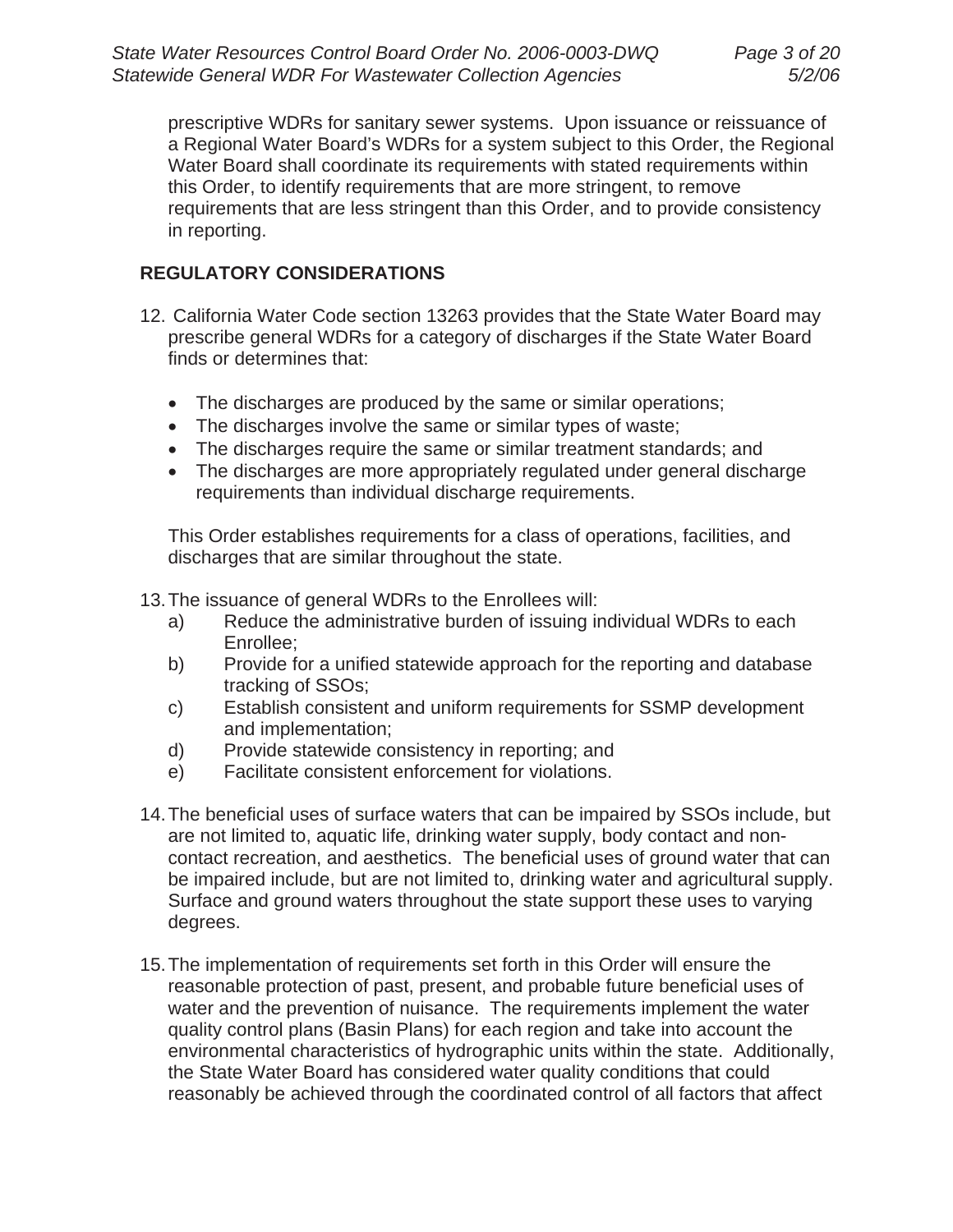prescriptive WDRs for sanitary sewer systems. Upon issuance or reissuance of a Regional Water Board's WDRs for a system subject to this Order, the Regional Water Board shall coordinate its requirements with stated requirements within this Order, to identify requirements that are more stringent, to remove requirements that are less stringent than this Order, and to provide consistency in reporting.

## REGULATORY CONSIDERATIONS

12. California Water Code section 13263 provides that the State Water Board may prescribe general WDRs for a category of discharges if the State Water Board finds or determines that:

    - The discharges are produced by the same or similar operations;
    - The discharges involve the same or similar types of waste;
    - The discharges require the same or similar treatment standards; and
    - The discharges are more appropriately regulated under general discharge requirements than individual discharge requirements.

    This Order establishes requirements for a class of operations, facilities, and discharges that are similar throughout the state.

13. The issuance of general WDRs to the Enrollees will:
    a) Reduce the administrative burden of issuing individual WDRs to each Enrollee;
    b) Provide for a unified statewide approach for the reporting and database tracking of SSOs;
    c) Establish consistent and uniform requirements for SSMP development and implementation;
    d) Provide statewide consistency in reporting; and
    e) Facilitate consistent enforcement for violations.

14. The beneficial uses of surface waters that can be impaired by SSOs include, but are not limited to, aquatic life, drinking water supply, body contact and non-contact recreation, and aesthetics. The beneficial uses of ground water that can be impaired include, but are not limited to, drinking water and agricultural supply. Surface and ground waters throughout the state support these uses to varying degrees.

15. The implementation of requirements set forth in this Order will ensure the reasonable protection of past, present, and probable future beneficial uses of water and the prevention of nuisance. The requirements implement the water quality control plans (Basin Plans) for each region and take into account the environmental characteristics of hydrographic units within the state. Additionally, the State Water Board has considered water quality conditions that could reasonably be achieved through the coordinated control of all factors that affect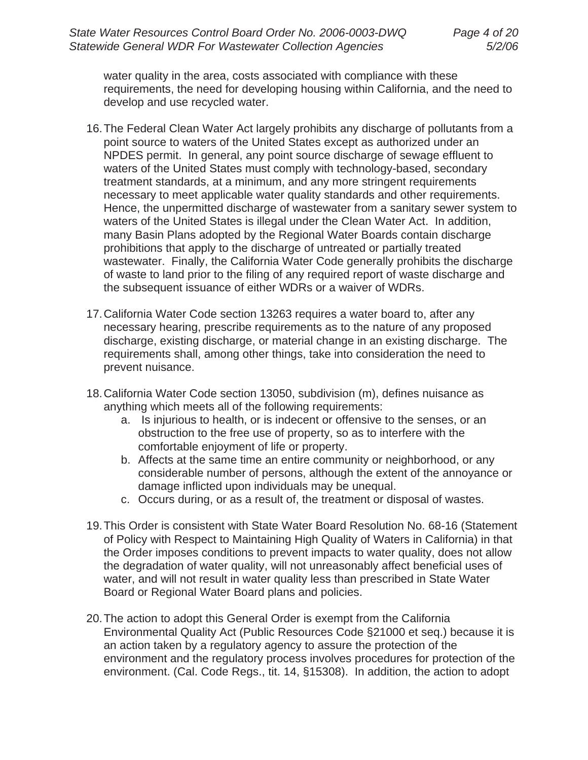water quality in the area, costs associated with compliance with these requirements, the need for developing housing within California, and the need to develop and use recycled water.

16. The Federal Clean Water Act largely prohibits any discharge of pollutants from a point source to waters of the United States except as authorized under an NPDES permit. In general, any point source discharge of sewage effluent to waters of the United States must comply with technology-based, secondary treatment standards, at a minimum, and any more stringent requirements necessary to meet applicable water quality standards and other requirements. Hence, the unpermitted discharge of wastewater from a sanitary sewer system to waters of the United States is illegal under the Clean Water Act. In addition, many Basin Plans adopted by the Regional Water Boards contain discharge prohibitions that apply to the discharge of untreated or partially treated wastewater. Finally, the California Water Code generally prohibits the discharge of waste to land prior to the filing of any required report of waste discharge and the subsequent issuance of either WDRs or a waiver of WDRs.

17. California Water Code section 13263 requires a water board to, after any necessary hearing, prescribe requirements as to the nature of any proposed discharge, existing discharge, or material change in an existing discharge. The requirements shall, among other things, take into consideration the need to prevent nuisance.

18. California Water Code section 13050, subdivision (m), defines nuisance as anything which meets all of the following requirements:
    a. Is injurious to health, or is indecent or offensive to the senses, or an obstruction to the free use of property, so as to interfere with the comfortable enjoyment of life or property.
    b. Affects at the same time an entire community or neighborhood, or any considerable number of persons, although the extent of the annoyance or damage inflicted upon individuals may be unequal.
    c. Occurs during, or as a result of, the treatment or disposal of wastes.

19. This Order is consistent with State Water Board Resolution No. 68-16 (Statement of Policy with Respect to Maintaining High Quality of Waters in California) in that the Order imposes conditions to prevent impacts to water quality, does not allow the degradation of water quality, will not unreasonably affect beneficial uses of water, and will not result in water quality less than prescribed in State Water Board or Regional Water Board plans and policies.

20. The action to adopt this General Order is exempt from the California Environmental Quality Act (Public Resources Code §21000 et seq.) because it is an action taken by a regulatory agency to assure the protection of the environment and the regulatory process involves procedures for protection of the environment. (Cal. Code Regs., tit. 14, §15308). In addition, the action to adopt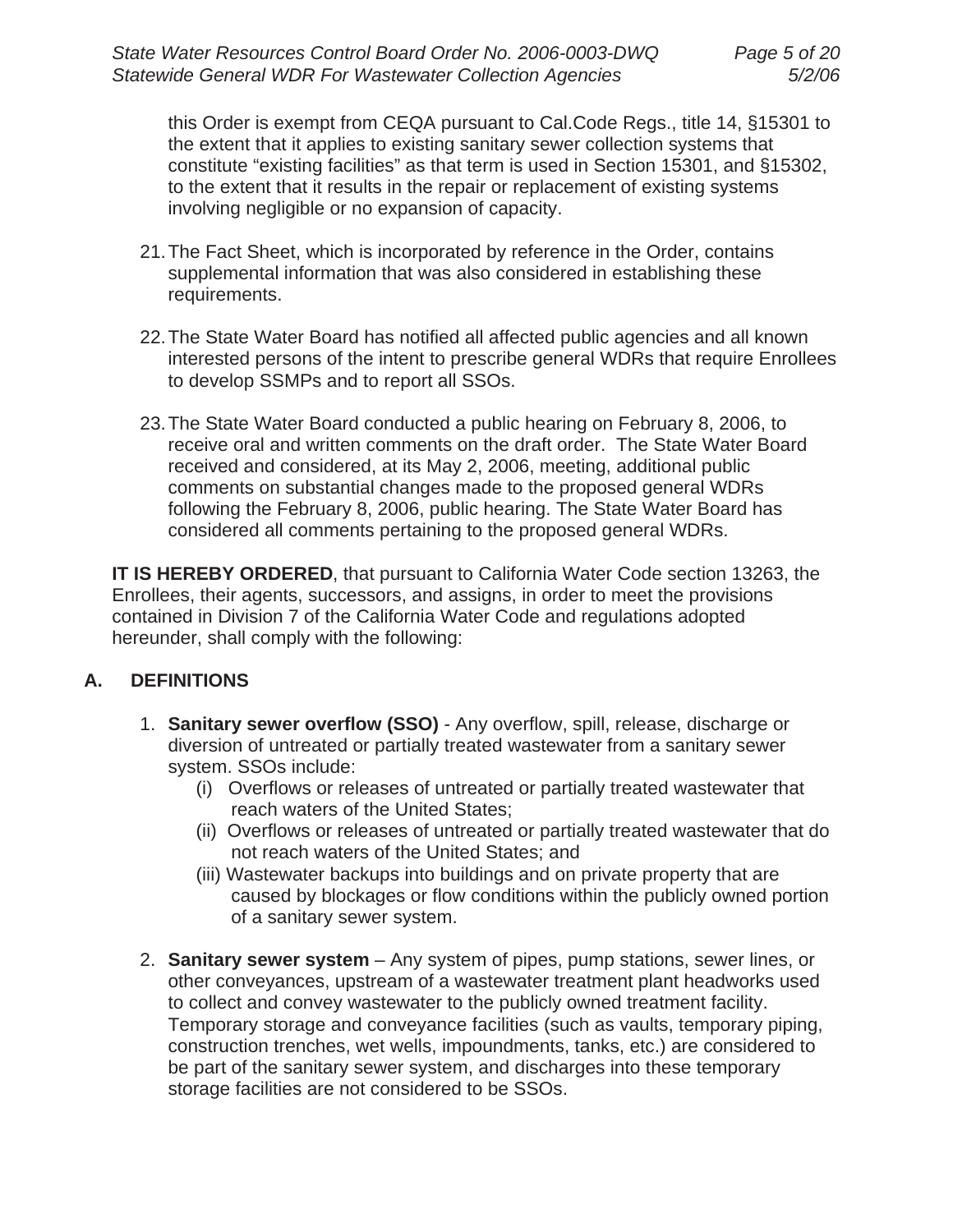this Order is exempt from CEQA pursuant to Cal.Code Regs., title 14, §15301 to the extent that it applies to existing sanitary sewer collection systems that constitute "existing facilities" as that term is used in Section 15301, and §15302, to the extent that it results in the repair or replacement of existing systems involving negligible or no expansion of capacity.

21. The Fact Sheet, which is incorporated by reference in the Order, contains supplemental information that was also considered in establishing these requirements.

22. The State Water Board has notified all affected public agencies and all known interested persons of the intent to prescribe general WDRs that require Enrollees to develop SSMPs and to report all SSOs.

23. The State Water Board conducted a public hearing on February 8, 2006, to receive oral and written comments on the draft order. The State Water Board received and considered, at its May 2, 2006, meeting, additional public comments on substantial changes made to the proposed general WDRs following the February 8, 2006, public hearing. The State Water Board has considered all comments pertaining to the proposed general WDRs.

**IT IS HEREBY ORDERED**, that pursuant to California Water Code section 13263, the Enrollees, their agents, successors, and assigns, in order to meet the provisions contained in Division 7 of the California Water Code and regulations adopted hereunder, shall comply with the following:

## A. DEFINITIONS

1. **Sanitary sewer overflow (SSO)** - Any overflow, spill, release, discharge or diversion of untreated or partially treated wastewater from a sanitary sewer system. SSOs include:
   - (i) Overflows or releases of untreated or partially treated wastewater that reach waters of the United States;
   - (ii) Overflows or releases of untreated or partially treated wastewater that do not reach waters of the United States; and
   - (iii) Wastewater backups into buildings and on private property that are caused by blockages or flow conditions within the publicly owned portion of a sanitary sewer system.

2. **Sanitary sewer system** – Any system of pipes, pump stations, sewer lines, or other conveyances, upstream of a wastewater treatment plant headworks used to collect and convey wastewater to the publicly owned treatment facility. Temporary storage and conveyance facilities (such as vaults, temporary piping, construction trenches, wet wells, impoundments, tanks, etc.) are considered to be part of the sanitary sewer system, and discharges into these temporary storage facilities are not considered to be SSOs.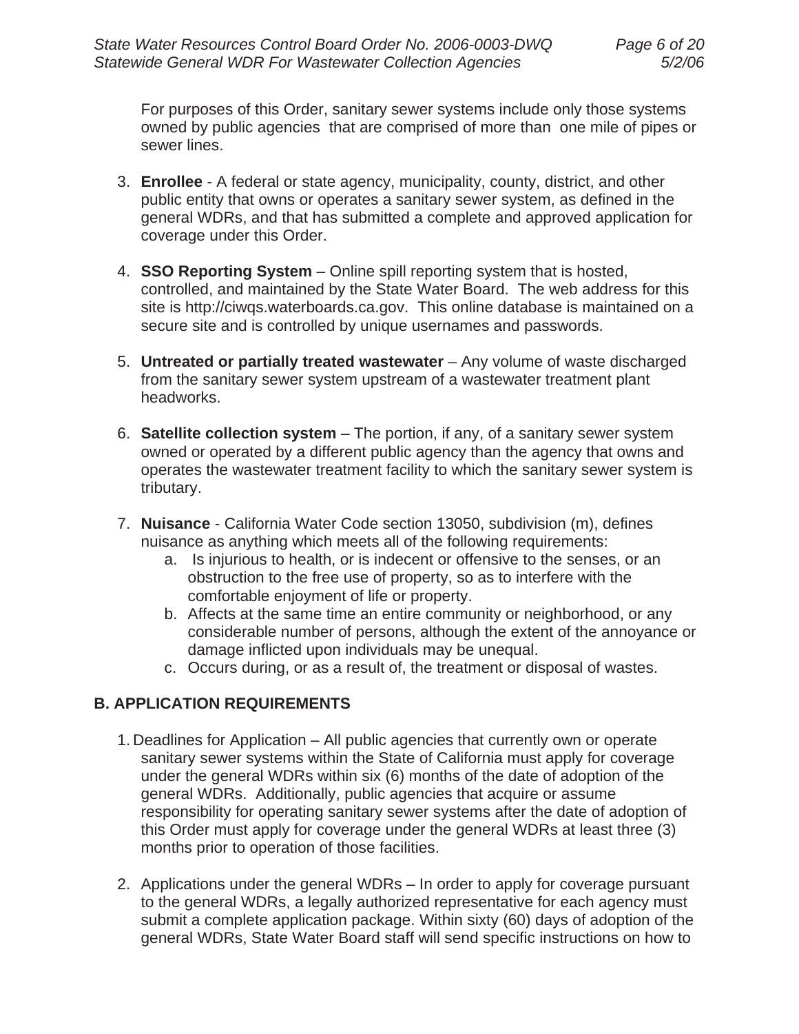For purposes of this Order, sanitary sewer systems include only those systems owned by public agencies that are comprised of more than one mile of pipes or sewer lines.

3. **Enrollee** - A federal or state agency, municipality, county, district, and other public entity that owns or operates a sanitary sewer system, as defined in the general WDRs, and that has submitted a complete and approved application for coverage under this Order.

4. **SSO Reporting System** – Online spill reporting system that is hosted, controlled, and maintained by the State Water Board. The web address for this site is http://ciwqs.waterboards.ca.gov. This online database is maintained on a secure site and is controlled by unique usernames and passwords.

5. **Untreated or partially treated wastewater** – Any volume of waste discharged from the sanitary sewer system upstream of a wastewater treatment plant headworks.

6. **Satellite collection system** – The portion, if any, of a sanitary sewer system owned or operated by a different public agency than the agency that owns and operates the wastewater treatment facility to which the sanitary sewer system is tributary.

7. **Nuisance** - California Water Code section 13050, subdivision (m), defines nuisance as anything which meets all of the following requirements:
   a. Is injurious to health, or is indecent or offensive to the senses, or an obstruction to the free use of property, so as to interfere with the comfortable enjoyment of life or property.
   b. Affects at the same time an entire community or neighborhood, or any considerable number of persons, although the extent of the annoyance or damage inflicted upon individuals may be unequal.
   c. Occurs during, or as a result of, the treatment or disposal of wastes.

## B. APPLICATION REQUIREMENTS

1. Deadlines for Application – All public agencies that currently own or operate sanitary sewer systems within the State of California must apply for coverage under the general WDRs within six (6) months of the date of adoption of the general WDRs. Additionally, public agencies that acquire or assume responsibility for operating sanitary sewer systems after the date of adoption of this Order must apply for coverage under the general WDRs at least three (3) months prior to operation of those facilities.

2. Applications under the general WDRs – In order to apply for coverage pursuant to the general WDRs, a legally authorized representative for each agency must submit a complete application package. Within sixty (60) days of adoption of the general WDRs, State Water Board staff will send specific instructions on how to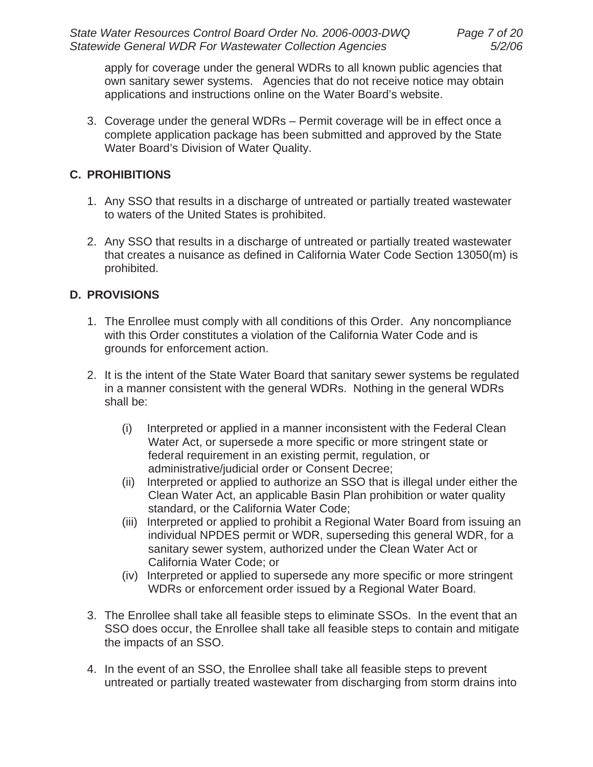apply for coverage under the general WDRs to all known public agencies that own sanitary sewer systems. Agencies that do not receive notice may obtain applications and instructions online on the Water Board's website.

3. Coverage under the general WDRs – Permit coverage will be in effect once a complete application package has been submitted and approved by the State Water Board's Division of Water Quality.

## C. PROHIBITIONS

1. Any SSO that results in a discharge of untreated or partially treated wastewater to waters of the United States is prohibited.

2. Any SSO that results in a discharge of untreated or partially treated wastewater that creates a nuisance as defined in California Water Code Section 13050(m) is prohibited.

## D. PROVISIONS

1. The Enrollee must comply with all conditions of this Order. Any noncompliance with this Order constitutes a violation of the California Water Code and is grounds for enforcement action.

2. It is the intent of the State Water Board that sanitary sewer systems be regulated in a manner consistent with the general WDRs. Nothing in the general WDRs shall be:

   (i) Interpreted or applied in a manner inconsistent with the Federal Clean Water Act, or supersede a more specific or more stringent state or federal requirement in an existing permit, regulation, or administrative/judicial order or Consent Decree;
   (ii) Interpreted or applied to authorize an SSO that is illegal under either the Clean Water Act, an applicable Basin Plan prohibition or water quality standard, or the California Water Code;
   (iii) Interpreted or applied to prohibit a Regional Water Board from issuing an individual NPDES permit or WDR, superseding this general WDR, for a sanitary sewer system, authorized under the Clean Water Act or California Water Code; or
   (iv) Interpreted or applied to supersede any more specific or more stringent WDRs or enforcement order issued by a Regional Water Board.

3. The Enrollee shall take all feasible steps to eliminate SSOs. In the event that an SSO does occur, the Enrollee shall take all feasible steps to contain and mitigate the impacts of an SSO.

4. In the event of an SSO, the Enrollee shall take all feasible steps to prevent untreated or partially treated wastewater from discharging from storm drains into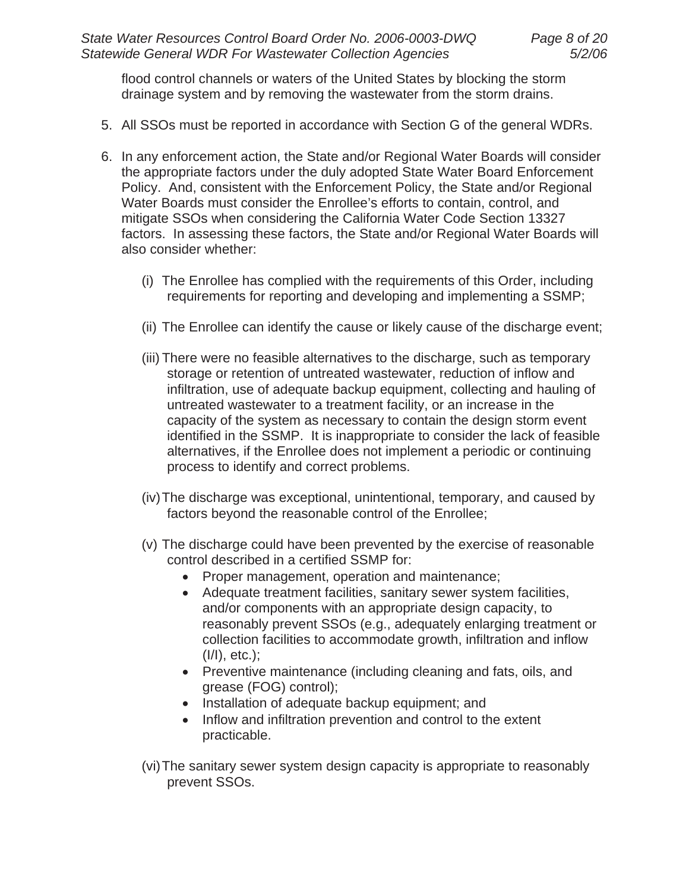flood control channels or waters of the United States by blocking the storm drainage system and by removing the wastewater from the storm drains.

5. All SSOs must be reported in accordance with Section G of the general WDRs.

6. In any enforcement action, the State and/or Regional Water Boards will consider the appropriate factors under the duly adopted State Water Board Enforcement Policy. And, consistent with the Enforcement Policy, the State and/or Regional Water Boards must consider the Enrollee's efforts to contain, control, and mitigate SSOs when considering the California Water Code Section 13327 factors. In assessing these factors, the State and/or Regional Water Boards will also consider whether:

   (i) The Enrollee has complied with the requirements of this Order, including requirements for reporting and developing and implementing a SSMP;

   (ii) The Enrollee can identify the cause or likely cause of the discharge event;

   (iii) There were no feasible alternatives to the discharge, such as temporary storage or retention of untreated wastewater, reduction of inflow and infiltration, use of adequate backup equipment, collecting and hauling of untreated wastewater to a treatment facility, or an increase in the capacity of the system as necessary to contain the design storm event identified in the SSMP. It is inappropriate to consider the lack of feasible alternatives, if the Enrollee does not implement a periodic or continuing process to identify and correct problems.

   (iv) The discharge was exceptional, unintentional, temporary, and caused by factors beyond the reasonable control of the Enrollee;

   (v) The discharge could have been prevented by the exercise of reasonable control described in a certified SSMP for:
      - Proper management, operation and maintenance;
      - Adequate treatment facilities, sanitary sewer system facilities, and/or components with an appropriate design capacity, to reasonably prevent SSOs (e.g., adequately enlarging treatment or collection facilities to accommodate growth, infiltration and inflow (I/I), etc.);
      - Preventive maintenance (including cleaning and fats, oils, and grease (FOG) control);
      - Installation of adequate backup equipment; and
      - Inflow and infiltration prevention and control to the extent practicable.

   (vi) The sanitary sewer system design capacity is appropriate to reasonably prevent SSOs.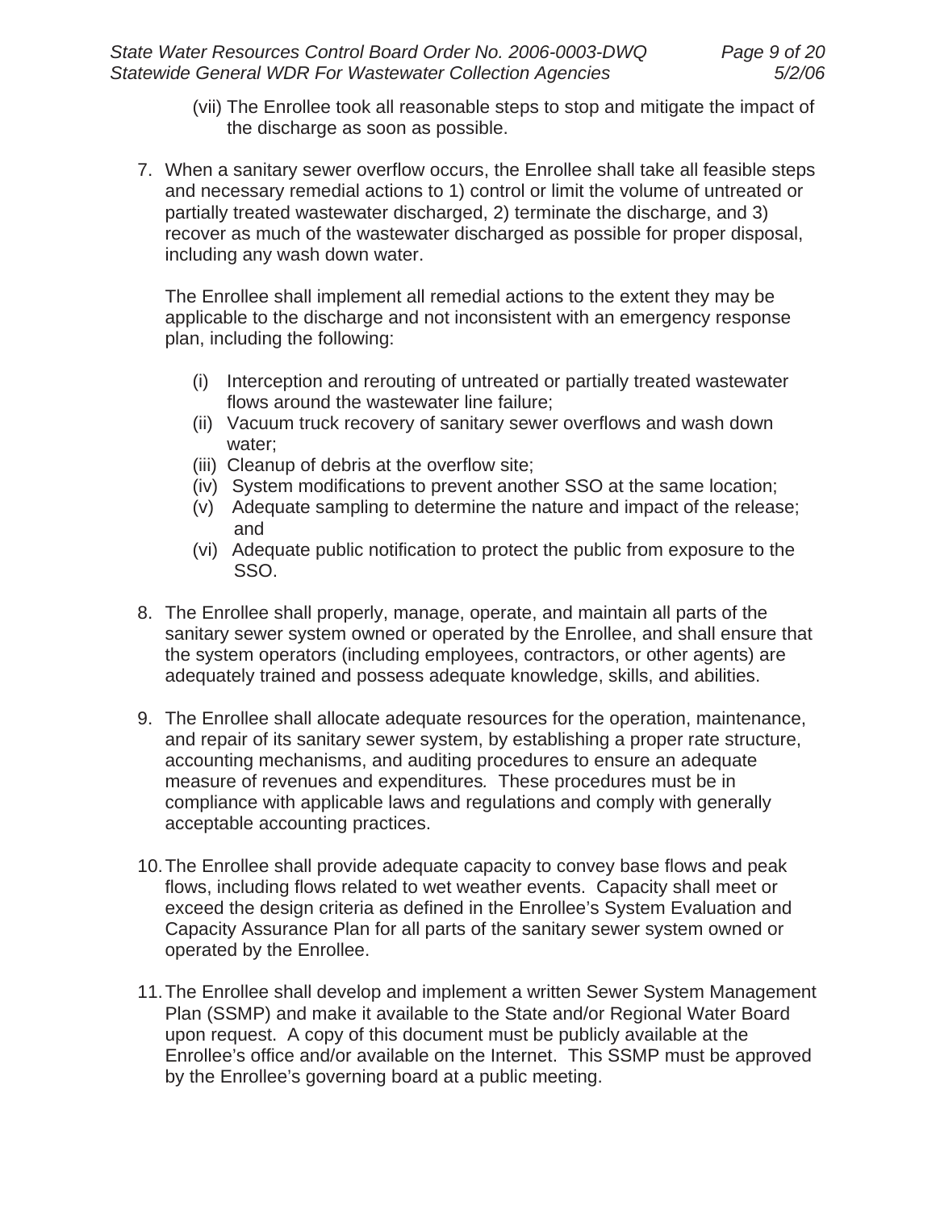(vii) The Enrollee took all reasonable steps to stop and mitigate the impact of the discharge as soon as possible.

7. When a sanitary sewer overflow occurs, the Enrollee shall take all feasible steps and necessary remedial actions to 1) control or limit the volume of untreated or partially treated wastewater discharged, 2) terminate the discharge, and 3) recover as much of the wastewater discharged as possible for proper disposal, including any wash down water.

   The Enrollee shall implement all remedial actions to the extent they may be applicable to the discharge and not inconsistent with an emergency response plan, including the following:

   (i) Interception and rerouting of untreated or partially treated wastewater flows around the wastewater line failure;
   (ii) Vacuum truck recovery of sanitary sewer overflows and wash down water;
   (iii) Cleanup of debris at the overflow site;
   (iv) System modifications to prevent another SSO at the same location;
   (v) Adequate sampling to determine the nature and impact of the release; and
   (vi) Adequate public notification to protect the public from exposure to the SSO.

8. The Enrollee shall properly, manage, operate, and maintain all parts of the sanitary sewer system owned or operated by the Enrollee, and shall ensure that the system operators (including employees, contractors, or other agents) are adequately trained and possess adequate knowledge, skills, and abilities.

9. The Enrollee shall allocate adequate resources for the operation, maintenance, and repair of its sanitary sewer system, by establishing a proper rate structure, accounting mechanisms, and auditing procedures to ensure an adequate measure of revenues and expenditures*.* These procedures must be in compliance with applicable laws and regulations and comply with generally acceptable accounting practices.

10. The Enrollee shall provide adequate capacity to convey base flows and peak flows, including flows related to wet weather events. Capacity shall meet or exceed the design criteria as defined in the Enrollee's System Evaluation and Capacity Assurance Plan for all parts of the sanitary sewer system owned or operated by the Enrollee.

11. The Enrollee shall develop and implement a written Sewer System Management Plan (SSMP) and make it available to the State and/or Regional Water Board upon request. A copy of this document must be publicly available at the Enrollee's office and/or available on the Internet. This SSMP must be approved by the Enrollee's governing board at a public meeting.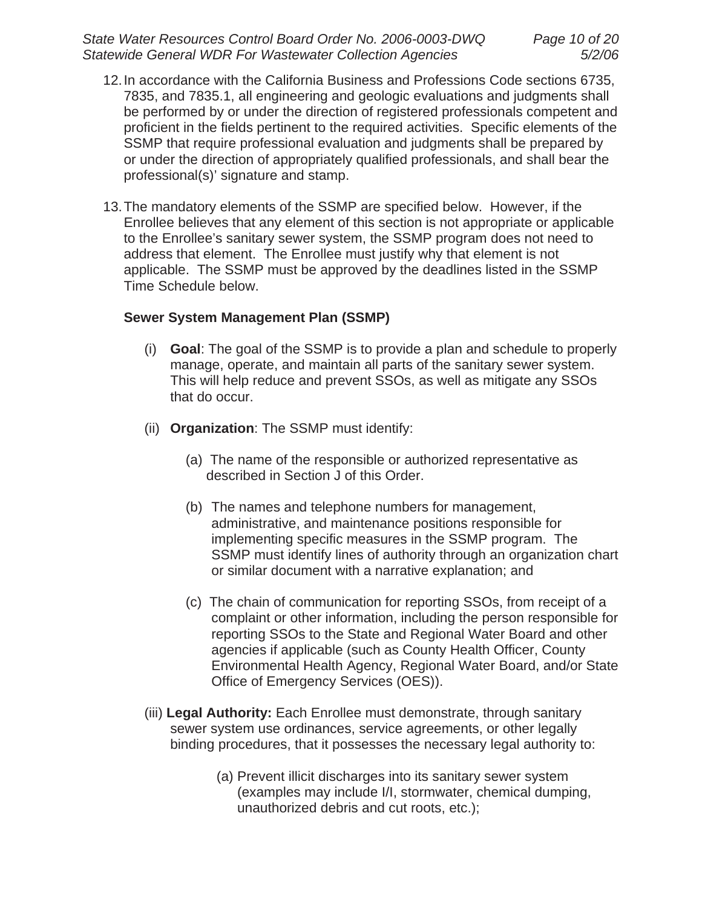12. In accordance with the California Business and Professions Code sections 6735, 7835, and 7835.1, all engineering and geologic evaluations and judgments shall be performed by or under the direction of registered professionals competent and proficient in the fields pertinent to the required activities. Specific elements of the SSMP that require professional evaluation and judgments shall be prepared by or under the direction of appropriately qualified professionals, and shall bear the professional(s)' signature and stamp.

13. The mandatory elements of the SSMP are specified below. However, if the Enrollee believes that any element of this section is not appropriate or applicable to the Enrollee's sanitary sewer system, the SSMP program does not need to address that element. The Enrollee must justify why that element is not applicable. The SSMP must be approved by the deadlines listed in the SSMP Time Schedule below.

**Sewer System Management Plan (SSMP)**

(i) **Goal**: The goal of the SSMP is to provide a plan and schedule to properly manage, operate, and maintain all parts of the sanitary sewer system. This will help reduce and prevent SSOs, as well as mitigate any SSOs that do occur.

(ii) **Organization**: The SSMP must identify:

(a) The name of the responsible or authorized representative as described in Section J of this Order.

(b) The names and telephone numbers for management, administrative, and maintenance positions responsible for implementing specific measures in the SSMP program. The SSMP must identify lines of authority through an organization chart or similar document with a narrative explanation; and

(c) The chain of communication for reporting SSOs, from receipt of a complaint or other information, including the person responsible for reporting SSOs to the State and Regional Water Board and other agencies if applicable (such as County Health Officer, County Environmental Health Agency, Regional Water Board, and/or State Office of Emergency Services (OES)).

(iii) **Legal Authority:** Each Enrollee must demonstrate, through sanitary sewer system use ordinances, service agreements, or other legally binding procedures, that it possesses the necessary legal authority to:

(a) Prevent illicit discharges into its sanitary sewer system (examples may include I/I, stormwater, chemical dumping, unauthorized debris and cut roots, etc.);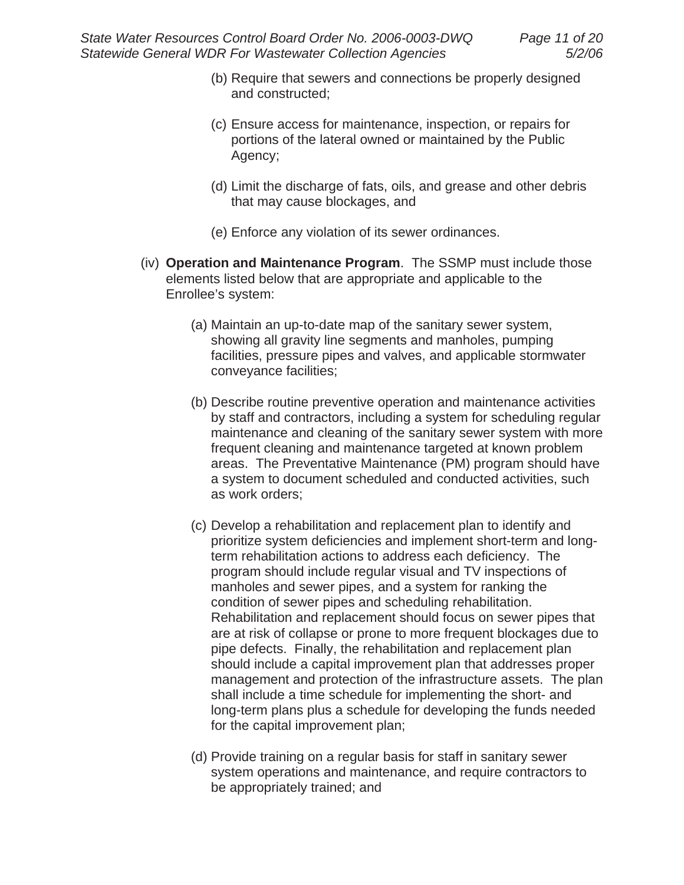(b) Require that sewers and connections be properly designed and constructed;

(c) Ensure access for maintenance, inspection, or repairs for portions of the lateral owned or maintained by the Public Agency;

(d) Limit the discharge of fats, oils, and grease and other debris that may cause blockages, and

(e) Enforce any violation of its sewer ordinances.

(iv) **Operation and Maintenance Program**. The SSMP must include those elements listed below that are appropriate and applicable to the Enrollee's system:

(a) Maintain an up-to-date map of the sanitary sewer system, showing all gravity line segments and manholes, pumping facilities, pressure pipes and valves, and applicable stormwater conveyance facilities;

(b) Describe routine preventive operation and maintenance activities by staff and contractors, including a system for scheduling regular maintenance and cleaning of the sanitary sewer system with more frequent cleaning and maintenance targeted at known problem areas. The Preventative Maintenance (PM) program should have a system to document scheduled and conducted activities, such as work orders;

(c) Develop a rehabilitation and replacement plan to identify and prioritize system deficiencies and implement short-term and long-term rehabilitation actions to address each deficiency. The program should include regular visual and TV inspections of manholes and sewer pipes, and a system for ranking the condition of sewer pipes and scheduling rehabilitation. Rehabilitation and replacement should focus on sewer pipes that are at risk of collapse or prone to more frequent blockages due to pipe defects. Finally, the rehabilitation and replacement plan should include a capital improvement plan that addresses proper management and protection of the infrastructure assets. The plan shall include a time schedule for implementing the short- and long-term plans plus a schedule for developing the funds needed for the capital improvement plan;

(d) Provide training on a regular basis for staff in sanitary sewer system operations and maintenance, and require contractors to be appropriately trained; and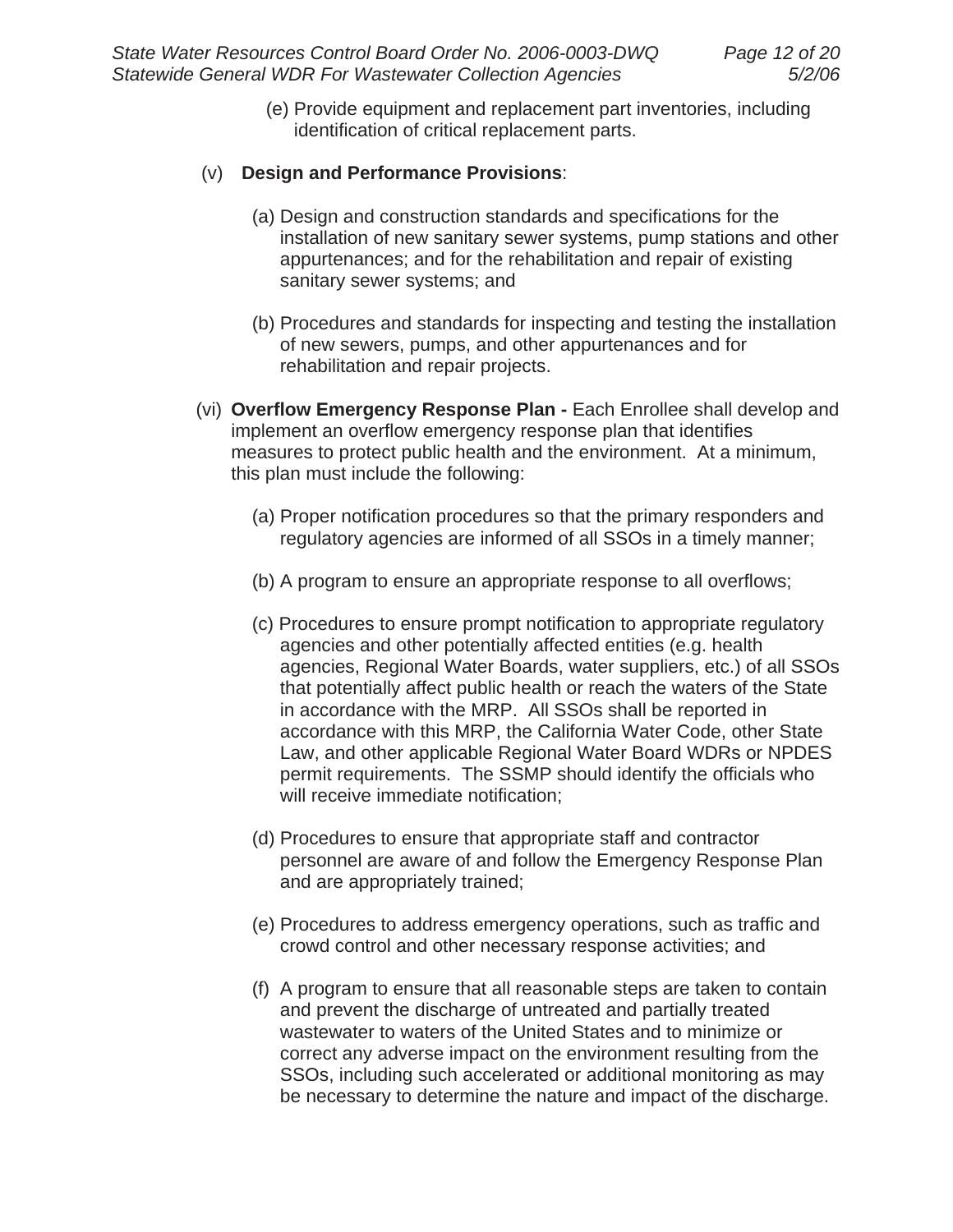(e) Provide equipment and replacement part inventories, including identification of critical replacement parts.

(v) **Design and Performance Provisions**:

(a) Design and construction standards and specifications for the installation of new sanitary sewer systems, pump stations and other appurtenances; and for the rehabilitation and repair of existing sanitary sewer systems; and

(b) Procedures and standards for inspecting and testing the installation of new sewers, pumps, and other appurtenances and for rehabilitation and repair projects.

(vi) **Overflow Emergency Response Plan -** Each Enrollee shall develop and implement an overflow emergency response plan that identifies measures to protect public health and the environment. At a minimum, this plan must include the following:

(a) Proper notification procedures so that the primary responders and regulatory agencies are informed of all SSOs in a timely manner;

(b) A program to ensure an appropriate response to all overflows;

(c) Procedures to ensure prompt notification to appropriate regulatory agencies and other potentially affected entities (e.g. health agencies, Regional Water Boards, water suppliers, etc.) of all SSOs that potentially affect public health or reach the waters of the State in accordance with the MRP. All SSOs shall be reported in accordance with this MRP, the California Water Code, other State Law, and other applicable Regional Water Board WDRs or NPDES permit requirements. The SSMP should identify the officials who will receive immediate notification;

(d) Procedures to ensure that appropriate staff and contractor personnel are aware of and follow the Emergency Response Plan and are appropriately trained;

(e) Procedures to address emergency operations, such as traffic and crowd control and other necessary response activities; and

(f) A program to ensure that all reasonable steps are taken to contain and prevent the discharge of untreated and partially treated wastewater to waters of the United States and to minimize or correct any adverse impact on the environment resulting from the SSOs, including such accelerated or additional monitoring as may be necessary to determine the nature and impact of the discharge.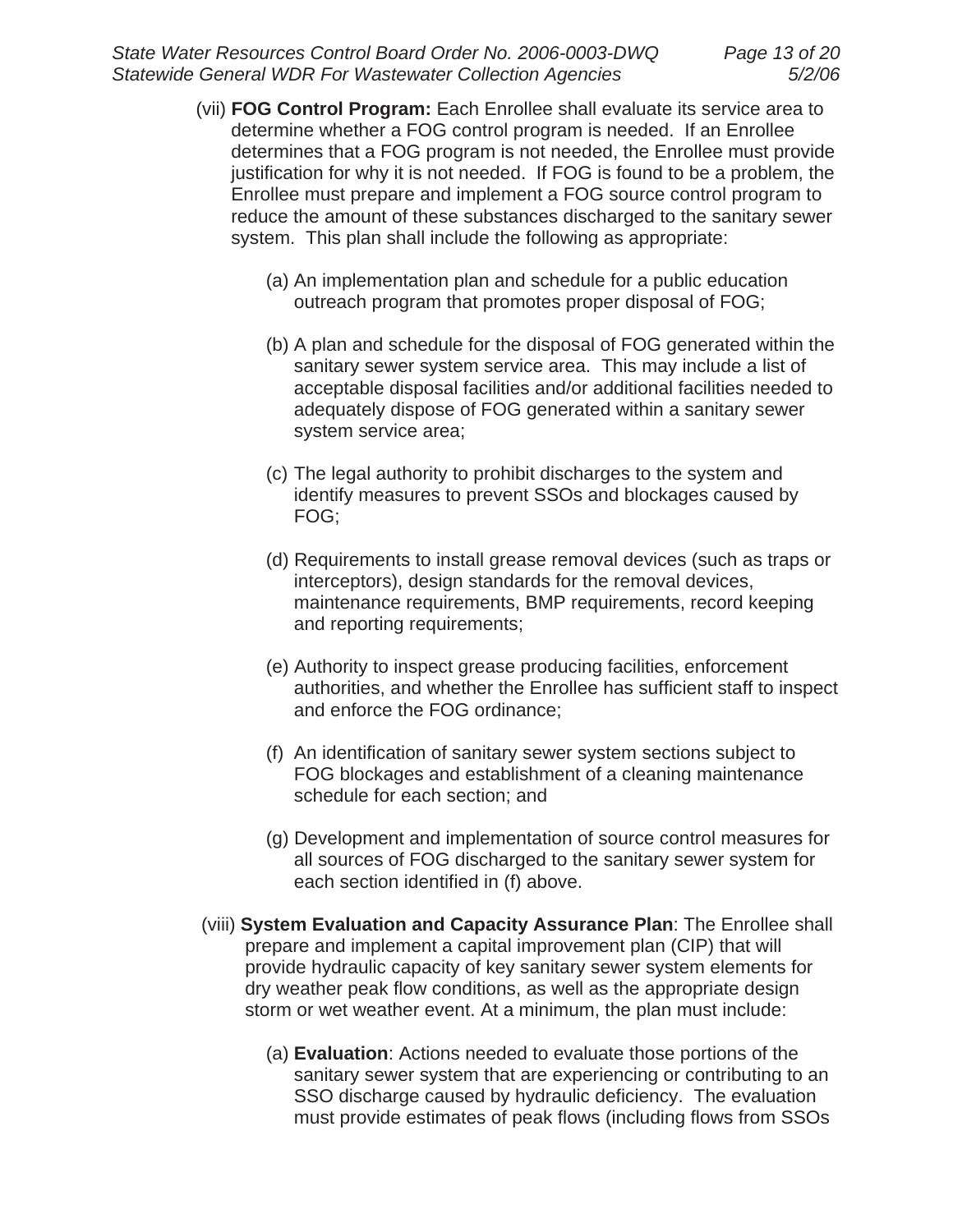(vii) **FOG Control Program:** Each Enrollee shall evaluate its service area to determine whether a FOG control program is needed. If an Enrollee determines that a FOG program is not needed, the Enrollee must provide justification for why it is not needed. If FOG is found to be a problem, the Enrollee must prepare and implement a FOG source control program to reduce the amount of these substances discharged to the sanitary sewer system. This plan shall include the following as appropriate:

(a) An implementation plan and schedule for a public education outreach program that promotes proper disposal of FOG;

(b) A plan and schedule for the disposal of FOG generated within the sanitary sewer system service area. This may include a list of acceptable disposal facilities and/or additional facilities needed to adequately dispose of FOG generated within a sanitary sewer system service area;

(c) The legal authority to prohibit discharges to the system and identify measures to prevent SSOs and blockages caused by FOG;

(d) Requirements to install grease removal devices (such as traps or interceptors), design standards for the removal devices, maintenance requirements, BMP requirements, record keeping and reporting requirements;

(e) Authority to inspect grease producing facilities, enforcement authorities, and whether the Enrollee has sufficient staff to inspect and enforce the FOG ordinance;

(f) An identification of sanitary sewer system sections subject to FOG blockages and establishment of a cleaning maintenance schedule for each section; and

(g) Development and implementation of source control measures for all sources of FOG discharged to the sanitary sewer system for each section identified in (f) above.

(viii) **System Evaluation and Capacity Assurance Plan**: The Enrollee shall prepare and implement a capital improvement plan (CIP) that will provide hydraulic capacity of key sanitary sewer system elements for dry weather peak flow conditions, as well as the appropriate design storm or wet weather event. At a minimum, the plan must include:

(a) **Evaluation**: Actions needed to evaluate those portions of the sanitary sewer system that are experiencing or contributing to an SSO discharge caused by hydraulic deficiency. The evaluation must provide estimates of peak flows (including flows from SSOs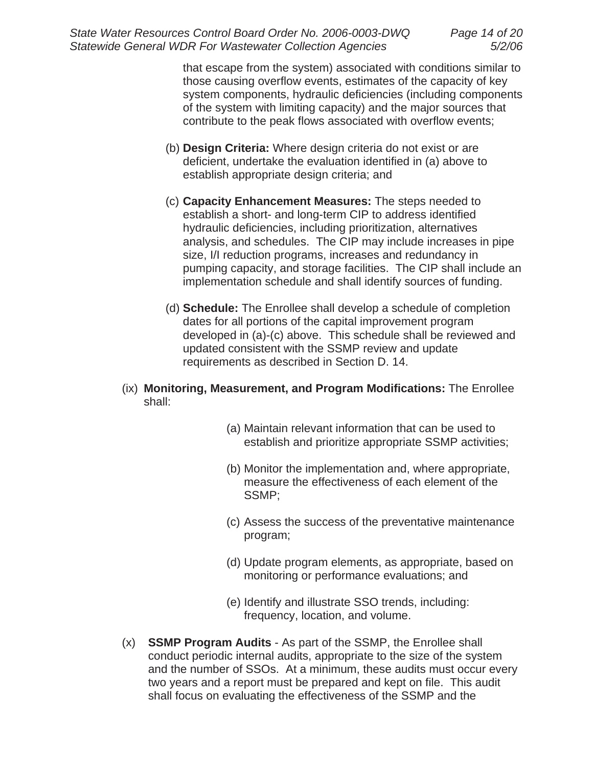that escape from the system) associated with conditions similar to those causing overflow events, estimates of the capacity of key system components, hydraulic deficiencies (including components of the system with limiting capacity) and the major sources that contribute to the peak flows associated with overflow events;

(b) **Design Criteria:** Where design criteria do not exist or are deficient, undertake the evaluation identified in (a) above to establish appropriate design criteria; and

(c) **Capacity Enhancement Measures:** The steps needed to establish a short- and long-term CIP to address identified hydraulic deficiencies, including prioritization, alternatives analysis, and schedules. The CIP may include increases in pipe size, I/I reduction programs, increases and redundancy in pumping capacity, and storage facilities. The CIP shall include an implementation schedule and shall identify sources of funding.

(d) **Schedule:** The Enrollee shall develop a schedule of completion dates for all portions of the capital improvement program developed in (a)-(c) above. This schedule shall be reviewed and updated consistent with the SSMP review and update requirements as described in Section D. 14.

(ix) **Monitoring, Measurement, and Program Modifications:** The Enrollee shall:

(a) Maintain relevant information that can be used to establish and prioritize appropriate SSMP activities;

(b) Monitor the implementation and, where appropriate, measure the effectiveness of each element of the SSMP;

(c) Assess the success of the preventative maintenance program;

(d) Update program elements, as appropriate, based on monitoring or performance evaluations; and

(e) Identify and illustrate SSO trends, including: frequency, location, and volume.

(x) **SSMP Program Audits** - As part of the SSMP, the Enrollee shall conduct periodic internal audits, appropriate to the size of the system and the number of SSOs. At a minimum, these audits must occur every two years and a report must be prepared and kept on file. This audit shall focus on evaluating the effectiveness of the SSMP and the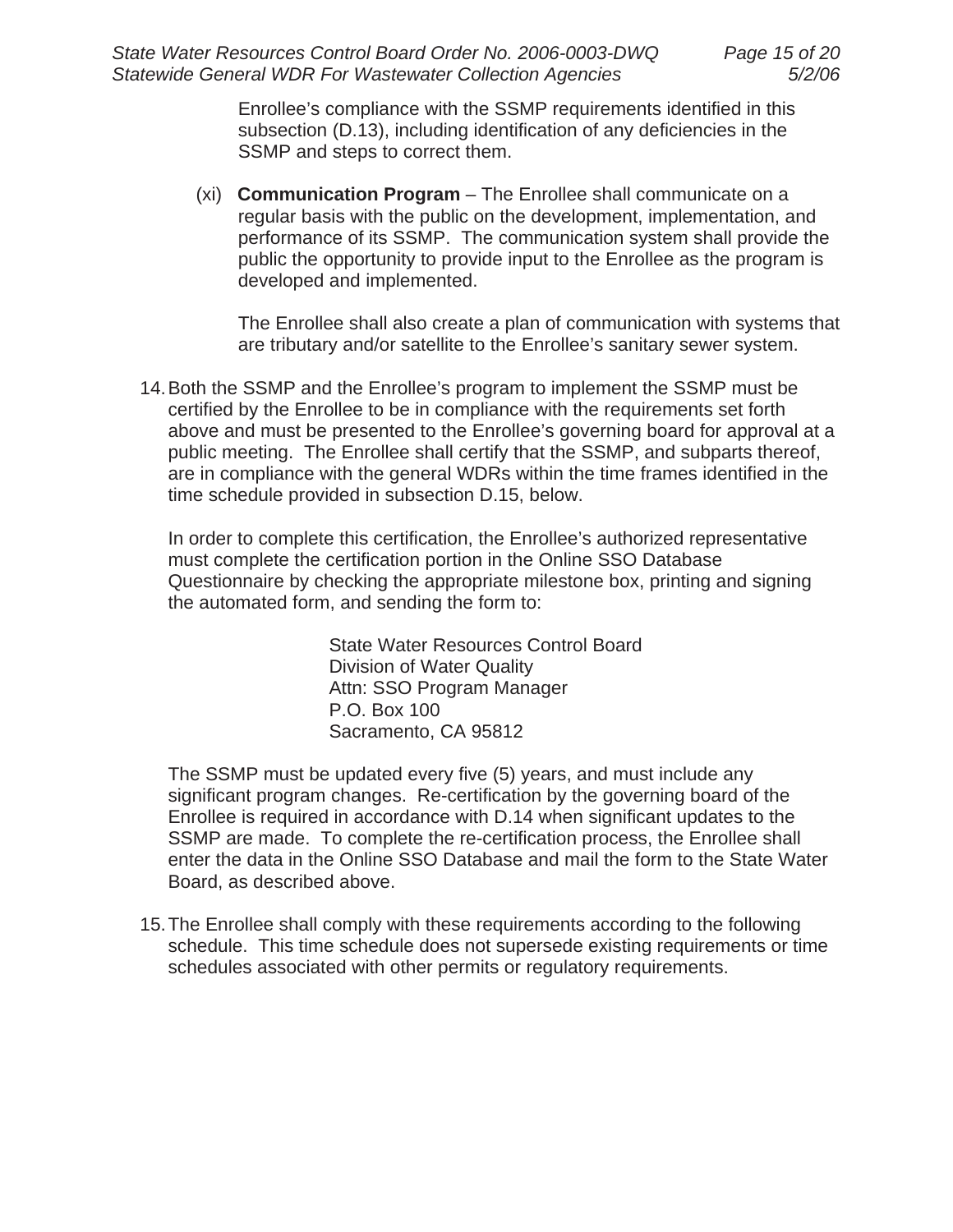Enrollee's compliance with the SSMP requirements identified in this subsection (D.13), including identification of any deficiencies in the SSMP and steps to correct them.

(xi) **Communication Program** – The Enrollee shall communicate on a regular basis with the public on the development, implementation, and performance of its SSMP. The communication system shall provide the public the opportunity to provide input to the Enrollee as the program is developed and implemented.

The Enrollee shall also create a plan of communication with systems that are tributary and/or satellite to the Enrollee's sanitary sewer system.

14. Both the SSMP and the Enrollee's program to implement the SSMP must be certified by the Enrollee to be in compliance with the requirements set forth above and must be presented to the Enrollee's governing board for approval at a public meeting. The Enrollee shall certify that the SSMP, and subparts thereof, are in compliance with the general WDRs within the time frames identified in the time schedule provided in subsection D.15, below.

    In order to complete this certification, the Enrollee's authorized representative must complete the certification portion in the Online SSO Database Questionnaire by checking the appropriate milestone box, printing and signing the automated form, and sending the form to:

    State Water Resources Control Board
    Division of Water Quality
    Attn: SSO Program Manager
    P.O. Box 100
    Sacramento, CA 95812

    The SSMP must be updated every five (5) years, and must include any significant program changes. Re-certification by the governing board of the Enrollee is required in accordance with D.14 when significant updates to the SSMP are made. To complete the re-certification process, the Enrollee shall enter the data in the Online SSO Database and mail the form to the State Water Board, as described above.

15. The Enrollee shall comply with these requirements according to the following schedule. This time schedule does not supersede existing requirements or time schedules associated with other permits or regulatory requirements.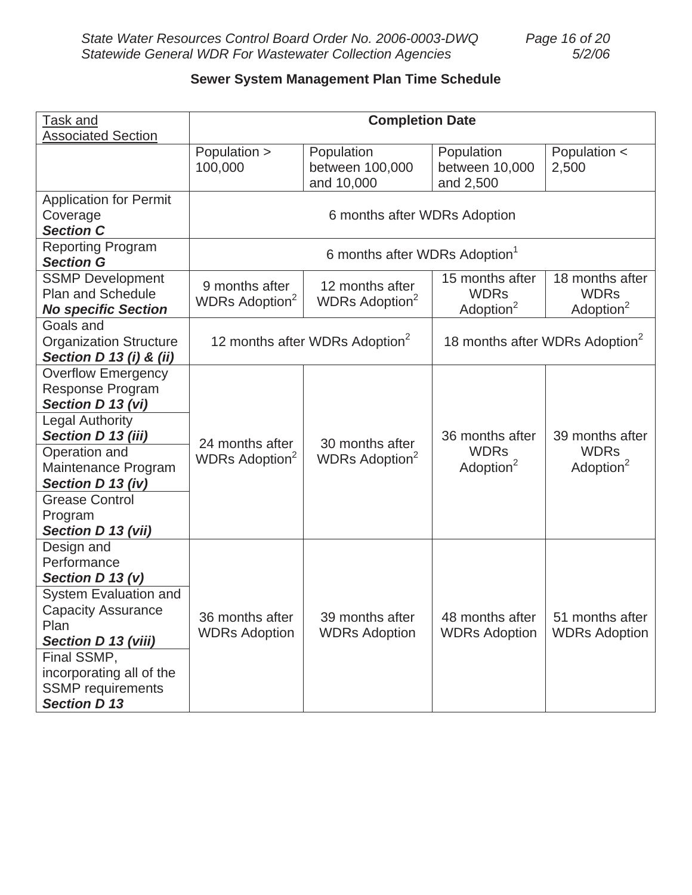## Sewer System Management Plan Time Schedule

| Task and Associated Section | Completion Date | | | |
|---|---|---|---|---|
| | Population > 100,000 | Population between 100,000 and 10,000 | Population between 10,000 and 2,500 | Population < 2,500 |
| Application for Permit Coverage ***Section C*** | 6 months after WDRs Adoption | | | |
| Reporting Program ***Section G*** | 6 months after WDRs Adoption[1] | | | |
| SSMP Development Plan and Schedule ***No specific Section*** | 9 months after WDRs Adoption[2] | 12 months after WDRs Adoption[2] | 15 months after WDRs Adoption[2] | 18 months after WDRs Adoption[2] |
| Goals and Organization Structure ***Section D 13 (i) & (ii)*** | 12 months after WDRs Adoption[2] | | 18 months after WDRs Adoption[2] | |
| Overflow Emergency Response Program ***Section D 13 (vi)*** | 24 months after WDRs Adoption[2] | 30 months after WDRs Adoption[2] | 36 months after WDRs Adoption[2] | 39 months after WDRs Adoption[2] |
| Legal Authority ***Section D 13 (iii)*** | | | | |
| Operation and Maintenance Program ***Section D 13 (iv)*** | | | | |
| Grease Control Program ***Section D 13 (vii)*** | | | | |
| Design and Performance ***Section D 13 (v)*** | 36 months after WDRs Adoption | 39 months after WDRs Adoption | 48 months after WDRs Adoption | 51 months after WDRs Adoption |
| System Evaluation and Capacity Assurance Plan ***Section D 13 (viii)*** | | | | |
| Final SSMP, incorporating all of the SSMP requirements ***Section D 13*** | | | | |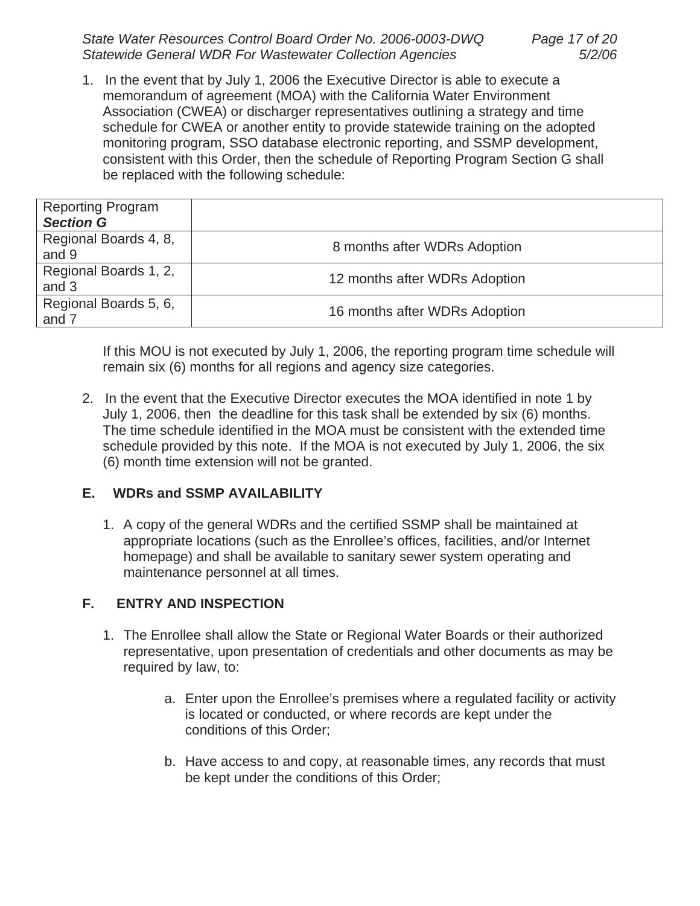1. In the event that by July 1, 2006 the Executive Director is able to execute a memorandum of agreement (MOA) with the California Water Environment Association (CWEA) or discharger representatives outlining a strategy and time schedule for CWEA or another entity to provide statewide training on the adopted monitoring program, SSO database electronic reporting, and SSMP development, consistent with this Order, then the schedule of Reporting Program Section G shall be replaced with the following schedule:

| Reporting Program ***Section G*** | |
|---|---|
| Regional Boards 4, 8, and 9 | 8 months after WDRs Adoption |
| Regional Boards 1, 2, and 3 | 12 months after WDRs Adoption |
| Regional Boards 5, 6, and 7 | 16 months after WDRs Adoption |

If this MOU is not executed by July 1, 2006, the reporting program time schedule will remain six (6) months for all regions and agency size categories.

2. In the event that the Executive Director executes the MOA identified in note 1 by July 1, 2006, then the deadline for this task shall be extended by six (6) months. The time schedule identified in the MOA must be consistent with the extended time schedule provided by this note. If the MOA is not executed by July 1, 2006, the six (6) month time extension will not be granted.

### E. WDRs and SSMP AVAILABILITY

1. A copy of the general WDRs and the certified SSMP shall be maintained at appropriate locations (such as the Enrollee's offices, facilities, and/or Internet homepage) and shall be available to sanitary sewer system operating and maintenance personnel at all times.

### F. ENTRY AND INSPECTION

1. The Enrollee shall allow the State or Regional Water Boards or their authorized representative, upon presentation of credentials and other documents as may be required by law, to:

   a. Enter upon the Enrollee's premises where a regulated facility or activity is located or conducted, or where records are kept under the conditions of this Order;

   b. Have access to and copy, at reasonable times, any records that must be kept under the conditions of this Order;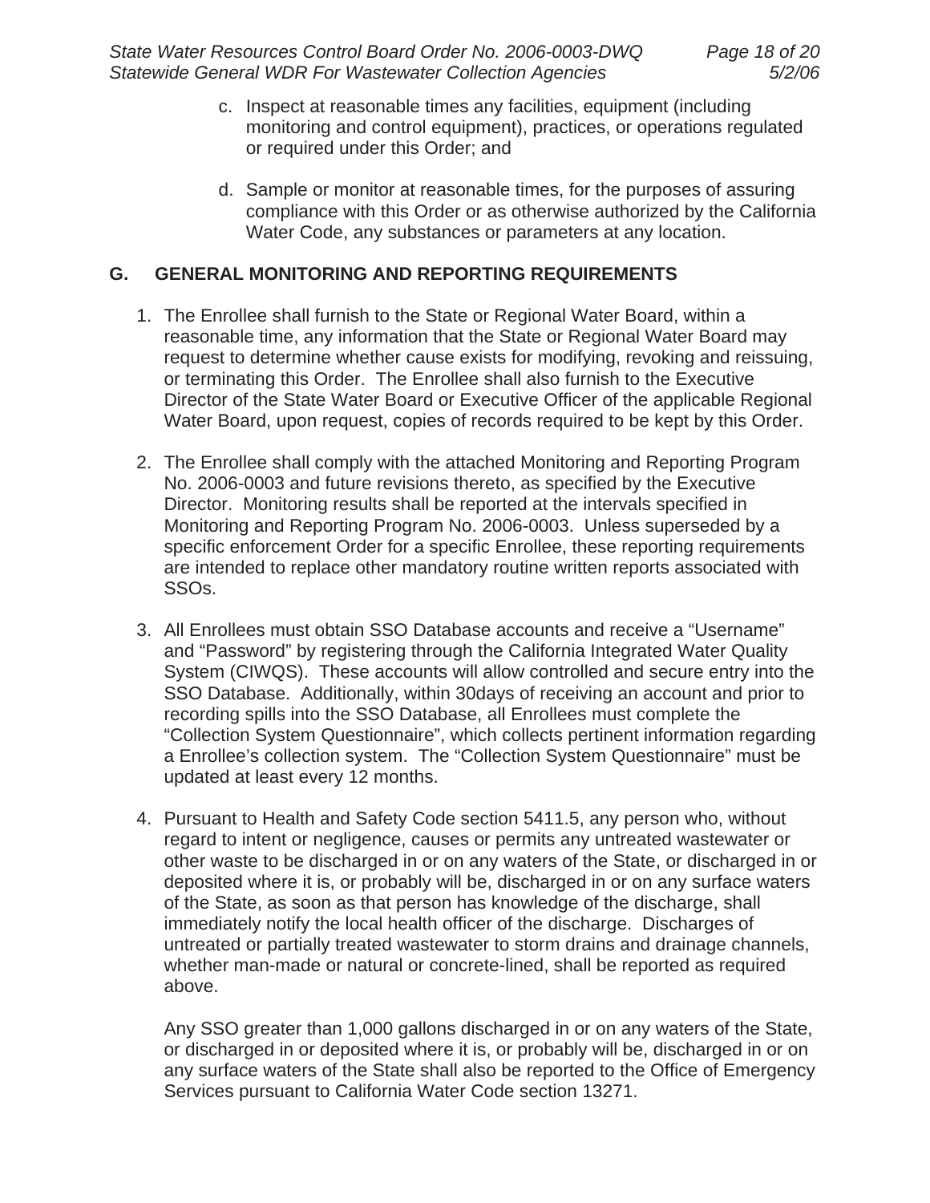c. Inspect at reasonable times any facilities, equipment (including monitoring and control equipment), practices, or operations regulated or required under this Order; and

d. Sample or monitor at reasonable times, for the purposes of assuring compliance with this Order or as otherwise authorized by the California Water Code, any substances or parameters at any location.

## G. GENERAL MONITORING AND REPORTING REQUIREMENTS

1. The Enrollee shall furnish to the State or Regional Water Board, within a reasonable time, any information that the State or Regional Water Board may request to determine whether cause exists for modifying, revoking and reissuing, or terminating this Order. The Enrollee shall also furnish to the Executive Director of the State Water Board or Executive Officer of the applicable Regional Water Board, upon request, copies of records required to be kept by this Order.

2. The Enrollee shall comply with the attached Monitoring and Reporting Program No. 2006-0003 and future revisions thereto, as specified by the Executive Director. Monitoring results shall be reported at the intervals specified in Monitoring and Reporting Program No. 2006-0003. Unless superseded by a specific enforcement Order for a specific Enrollee, these reporting requirements are intended to replace other mandatory routine written reports associated with SSOs.

3. All Enrollees must obtain SSO Database accounts and receive a "Username" and "Password" by registering through the California Integrated Water Quality System (CIWQS). These accounts will allow controlled and secure entry into the SSO Database. Additionally, within 30days of receiving an account and prior to recording spills into the SSO Database, all Enrollees must complete the "Collection System Questionnaire", which collects pertinent information regarding a Enrollee's collection system. The "Collection System Questionnaire" must be updated at least every 12 months.

4. Pursuant to Health and Safety Code section 5411.5, any person who, without regard to intent or negligence, causes or permits any untreated wastewater or other waste to be discharged in or on any waters of the State, or discharged in or deposited where it is, or probably will be, discharged in or on any surface waters of the State, as soon as that person has knowledge of the discharge, shall immediately notify the local health officer of the discharge. Discharges of untreated or partially treated wastewater to storm drains and drainage channels, whether man-made or natural or concrete-lined, shall be reported as required above.

   Any SSO greater than 1,000 gallons discharged in or on any waters of the State, or discharged in or deposited where it is, or probably will be, discharged in or on any surface waters of the State shall also be reported to the Office of Emergency Services pursuant to California Water Code section 13271.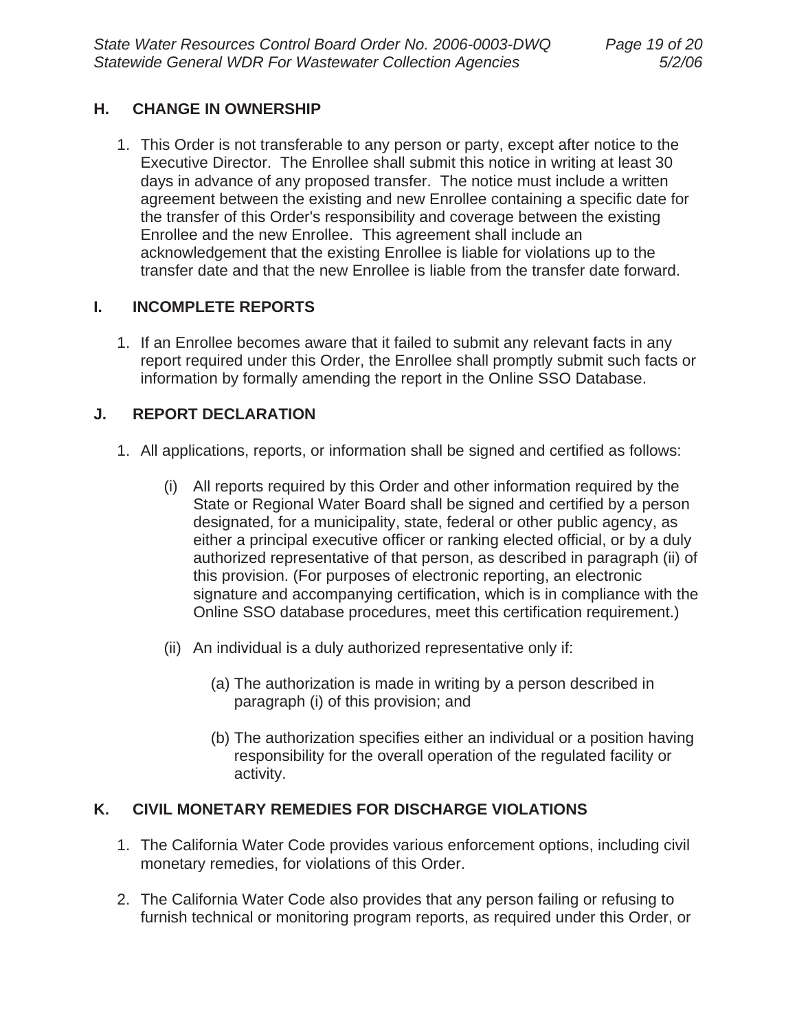## H. CHANGE IN OWNERSHIP

1. This Order is not transferable to any person or party, except after notice to the Executive Director. The Enrollee shall submit this notice in writing at least 30 days in advance of any proposed transfer. The notice must include a written agreement between the existing and new Enrollee containing a specific date for the transfer of this Order's responsibility and coverage between the existing Enrollee and the new Enrollee. This agreement shall include an acknowledgement that the existing Enrollee is liable for violations up to the transfer date and that the new Enrollee is liable from the transfer date forward.

## I. INCOMPLETE REPORTS

1. If an Enrollee becomes aware that it failed to submit any relevant facts in any report required under this Order, the Enrollee shall promptly submit such facts or information by formally amending the report in the Online SSO Database.

## J. REPORT DECLARATION

1. All applications, reports, or information shall be signed and certified as follows:

   (i) All reports required by this Order and other information required by the State or Regional Water Board shall be signed and certified by a person designated, for a municipality, state, federal or other public agency, as either a principal executive officer or ranking elected official, or by a duly authorized representative of that person, as described in paragraph (ii) of this provision. (For purposes of electronic reporting, an electronic signature and accompanying certification, which is in compliance with the Online SSO database procedures, meet this certification requirement.)

   (ii) An individual is a duly authorized representative only if:

      (a) The authorization is made in writing by a person described in paragraph (i) of this provision; and

      (b) The authorization specifies either an individual or a position having responsibility for the overall operation of the regulated facility or activity.

## K. CIVIL MONETARY REMEDIES FOR DISCHARGE VIOLATIONS

1. The California Water Code provides various enforcement options, including civil monetary remedies, for violations of this Order.

2. The California Water Code also provides that any person failing or refusing to furnish technical or monitoring program reports, as required under this Order, or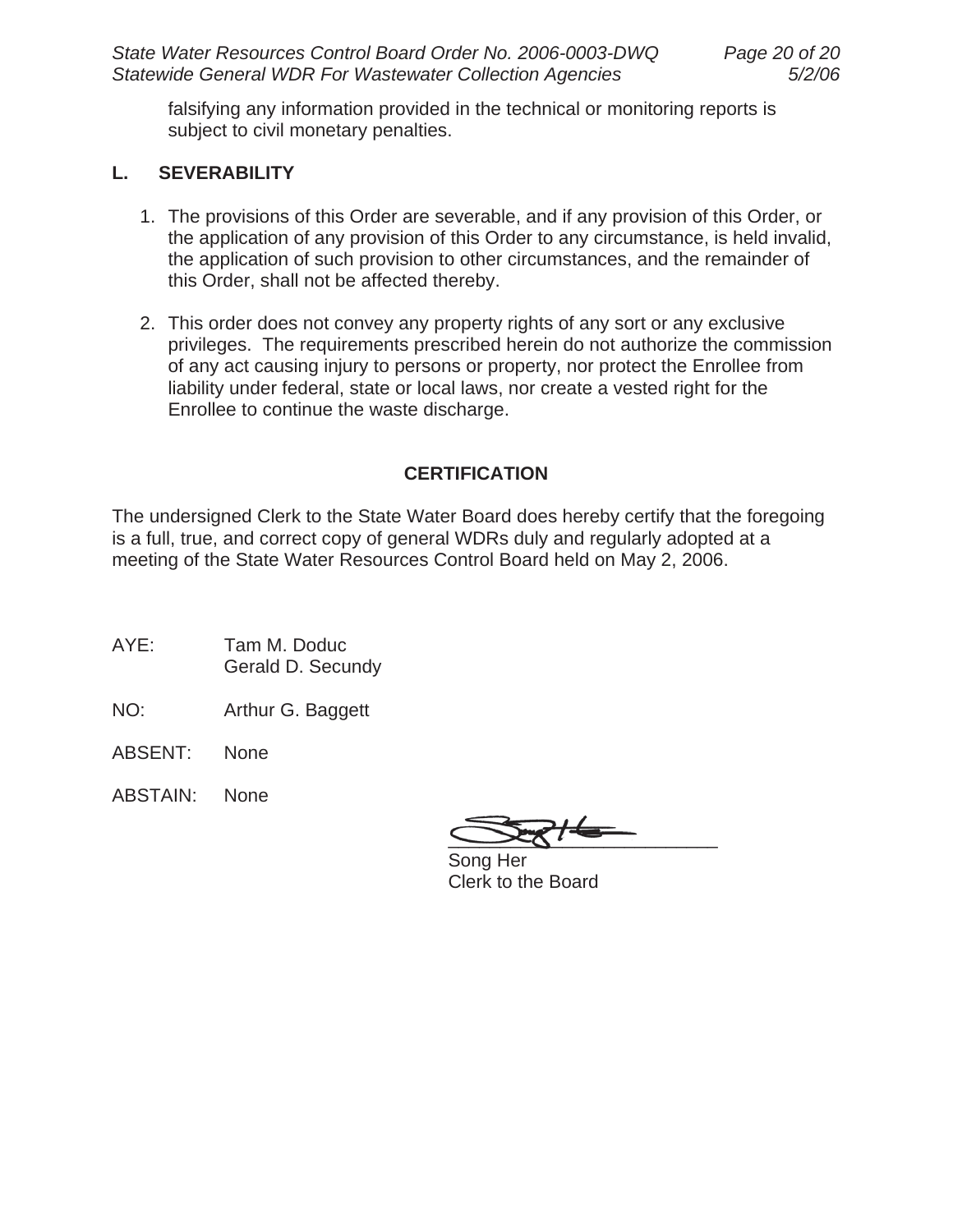falsifying any information provided in the technical or monitoring reports is subject to civil monetary penalties.

## L. SEVERABILITY

1. The provisions of this Order are severable, and if any provision of this Order, or the application of any provision of this Order to any circumstance, is held invalid, the application of such provision to other circumstances, and the remainder of this Order, shall not be affected thereby.

2. This order does not convey any property rights of any sort or any exclusive privileges. The requirements prescribed herein do not authorize the commission of any act causing injury to persons or property, nor protect the Enrollee from liability under federal, state or local laws, nor create a vested right for the Enrollee to continue the waste discharge.

## CERTIFICATION

The undersigned Clerk to the State Water Board does hereby certify that the foregoing is a full, true, and correct copy of general WDRs duly and regularly adopted at a meeting of the State Water Resources Control Board held on May 2, 2006.

AYE: Tam M. Doduc
Gerald D. Secundy

NO: Arthur G. Baggett

ABSENT: None

ABSTAIN: None

Song Her
Clerk to the Board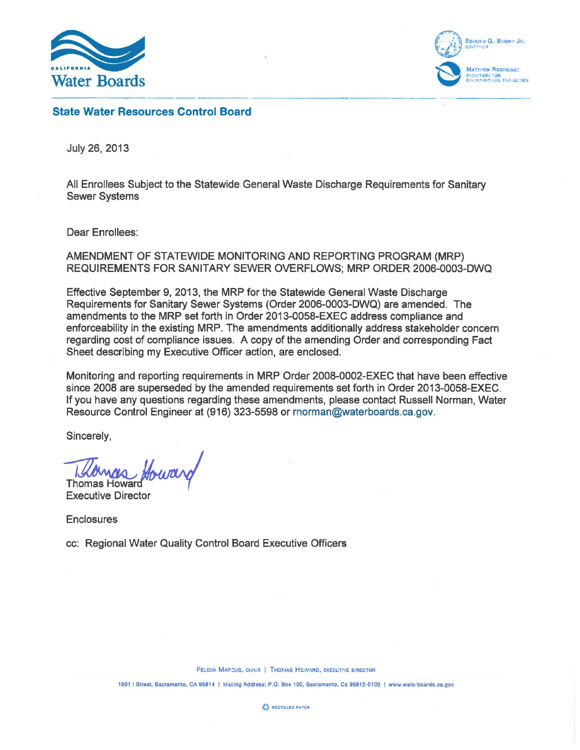**CALIFORNIA**
**Water Boards**

EDMUND G. BROWN JR.
GOVERNOR

MATTHEW RODRIGUEZ
SECRETARY FOR
ENVIRONMENTAL PROTECTION

## State Water Resources Control Board

July 26, 2013

All Enrollees Subject to the Statewide General Waste Discharge Requirements for Sanitary Sewer Systems

Dear Enrollees:

AMENDMENT OF STATEWIDE MONITORING AND REPORTING PROGRAM (MRP) REQUIREMENTS FOR SANITARY SEWER OVERFLOWS; MRP ORDER 2006-0003-DWQ

Effective September 9, 2013, the MRP for the Statewide General Waste Discharge Requirements for Sanitary Sewer Systems (Order 2006-0003-DWQ) are amended. The amendments to the MRP set forth in Order 2013-0058-EXEC address compliance and enforceability in the existing MRP. The amendments additionally address stakeholder concern regarding cost of compliance issues. A copy of the amending Order and corresponding Fact Sheet describing my Executive Officer action, are enclosed.

Monitoring and reporting requirements in MRP Order 2008-0002-EXEC that have been effective since 2008 are superseded by the amended requirements set forth in Order 2013-0058-EXEC. If you have any questions regarding these amendments, please contact Russell Norman, Water Resource Control Engineer at (916) 323-5598 or rnorman@waterboards.ca.gov.

Sincerely,

Thomas Howard
Executive Director

Enclosures

cc: Regional Water Quality Control Board Executive Officers

FELICIA MARCUS, CHAIR | THOMAS HOWARD, EXECUTIVE DIRECTOR

1001 I Street, Sacramento, CA 95814 | Mailing Address: P.O. Box 100, Sacramento, Ca 95812-0100 | www.waterboards.ca.gov

RECYCLED PAPER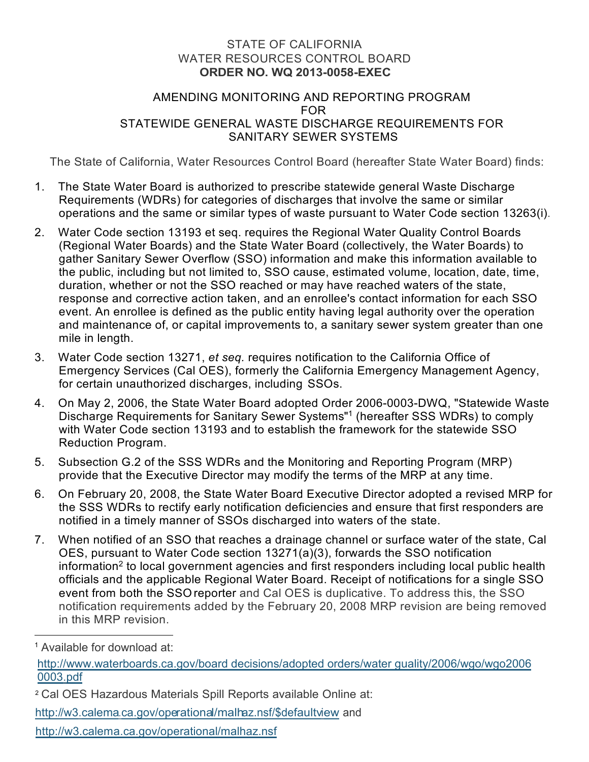STATE OF CALIFORNIA
WATER RESOURCES CONTROL BOARD
**ORDER NO. WQ 2013-0058-EXEC**

AMENDING MONITORING AND REPORTING PROGRAM
FOR
STATEWIDE GENERAL WASTE DISCHARGE REQUIREMENTS FOR
SANITARY SEWER SYSTEMS

The State of California, Water Resources Control Board (hereafter State Water Board) finds:

1. The State Water Board is authorized to prescribe statewide general Waste Discharge Requirements (WDRs) for categories of discharges that involve the same or similar operations and the same or similar types of waste pursuant to Water Code section 13263(i).
2. Water Code section 13193 et seq. requires the Regional Water Quality Control Boards (Regional Water Boards) and the State Water Board (collectively, the Water Boards) to gather Sanitary Sewer Overflow (SSO) information and make this information available to the public, including but not limited to, SSO cause, estimated volume, location, date, time, duration, whether or not the SSO reached or may have reached waters of the state, response and corrective action taken, and an enrollee's contact information for each SSO event. An enrollee is defined as the public entity having legal authority over the operation and maintenance of, or capital improvements to, a sanitary sewer system greater than one mile in length.
3. Water Code section 13271, *et seq.* requires notification to the California Office of Emergency Services (Cal OES), formerly the California Emergency Management Agency, for certain unauthorized discharges, including SSOs.
4. On May 2, 2006, the State Water Board adopted Order 2006-0003-DWQ, "Statewide Waste Discharge Requirements for Sanitary Sewer Systems"[1] (hereafter SSS WDRs) to comply with Water Code section 13193 and to establish the framework for the statewide SSO Reduction Program.
5. Subsection G.2 of the SSS WDRs and the Monitoring and Reporting Program (MRP) provide that the Executive Director may modify the terms of the MRP at any time.
6. On February 20, 2008, the State Water Board Executive Director adopted a revised MRP for the SSS WDRs to rectify early notification deficiencies and ensure that first responders are notified in a timely manner of SSOs discharged into waters of the state.
7. When notified of an SSO that reaches a drainage channel or surface water of the state, Cal OES, pursuant to Water Code section 13271(a)(3), forwards the SSO notification information[2] to local government agencies and first responders including local public health officials and the applicable Regional Water Board. Receipt of notifications for a single SSO event from both the SSO reporter and Cal OES is duplicative. To address this, the SSO notification requirements added by the February 20, 2008 MRP revision are being removed in this MRP revision.

---

[1] Available for download at:
http://www.waterboards.ca.gov/board decisions/adopted orders/water quality/2006/wqo/wqo2006 0003.pdf

[2] Cal OES Hazardous Materials Spill Reports available Online at:
http://w3.calema.ca.gov/operational/malhaz.nsf/$defaultview and
http://w3.calema.ca.gov/operational/malhaz.nsf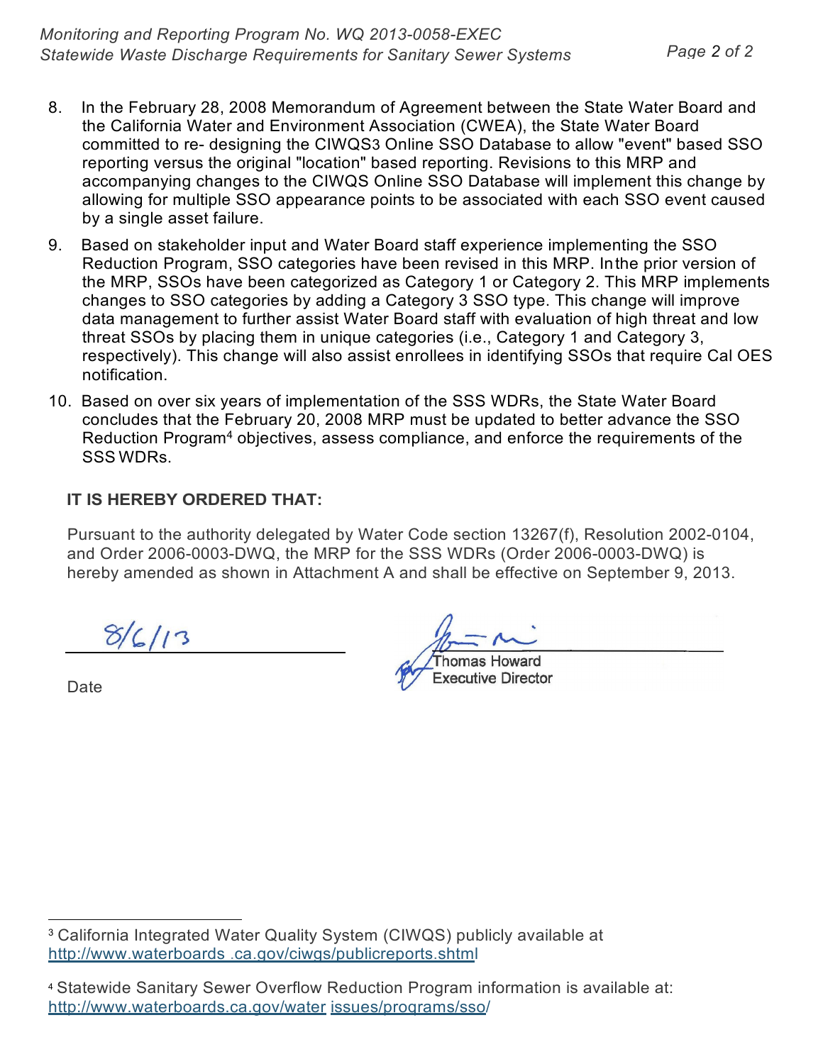8. In the February 28, 2008 Memorandum of Agreement between the State Water Board and the California Water and Environment Association (CWEA), the State Water Board committed to re- designing the CIWQS[3] Online SSO Database to allow "event" based SSO reporting versus the original "location" based reporting. Revisions to this MRP and accompanying changes to the CIWQS Online SSO Database will implement this change by allowing for multiple SSO appearance points to be associated with each SSO event caused by a single asset failure.

9. Based on stakeholder input and Water Board staff experience implementing the SSO Reduction Program, SSO categories have been revised in this MRP. In the prior version of the MRP, SSOs have been categorized as Category 1 or Category 2. This MRP implements changes to SSO categories by adding a Category 3 SSO type. This change will improve data management to further assist Water Board staff with evaluation of high threat and low threat SSOs by placing them in unique categories (i.e., Category 1 and Category 3, respectively). This change will also assist enrollees in identifying SSOs that require Cal OES notification.

10. Based on over six years of implementation of the SSS WDRs, the State Water Board concludes that the February 20, 2008 MRP must be updated to better advance the SSO Reduction Program[4] objectives, assess compliance, and enforce the requirements of the SSS WDRs.

**IT IS HEREBY ORDERED THAT:**

Pursuant to the authority delegated by Water Code section 13267(f), Resolution 2002-0104, and Order 2006-0003-DWQ, the MRP for the SSS WDRs (Order 2006-0003-DWQ) is hereby amended as shown in Attachment A and shall be effective on September 9, 2013.

8/6/13
Date

Thomas Howard
Executive Director

---

[3] California Integrated Water Quality System (CIWQS) publicly available at http://www.waterboards .ca.gov/ciwqs/publicreports.shtml

[4] Statewide Sanitary Sewer Overflow Reduction Program information is available at: http://www.waterboards.ca.gov/water issues/programs/sso/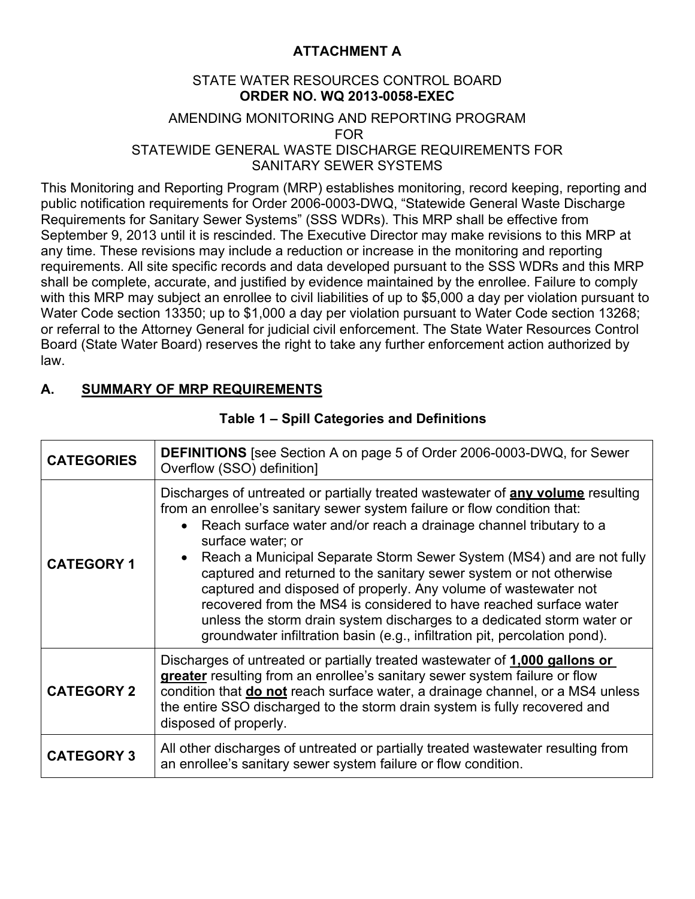**ATTACHMENT A**

STATE WATER RESOURCES CONTROL BOARD
**ORDER NO. WQ 2013-0058-EXEC**

AMENDING MONITORING AND REPORTING PROGRAM
FOR
STATEWIDE GENERAL WASTE DISCHARGE REQUIREMENTS FOR
SANITARY SEWER SYSTEMS

This Monitoring and Reporting Program (MRP) establishes monitoring, record keeping, reporting and public notification requirements for Order 2006-0003-DWQ, "Statewide General Waste Discharge Requirements for Sanitary Sewer Systems" (SSS WDRs). This MRP shall be effective from September 9, 2013 until it is rescinded. The Executive Director may make revisions to this MRP at any time. These revisions may include a reduction or increase in the monitoring and reporting requirements. All site specific records and data developed pursuant to the SSS WDRs and this MRP shall be complete, accurate, and justified by evidence maintained by the enrollee. Failure to comply with this MRP may subject an enrollee to civil liabilities of up to $5,000 a day per violation pursuant to Water Code section 13350; up to $1,000 a day per violation pursuant to Water Code section 13268; or referral to the Attorney General for judicial civil enforcement. The State Water Resources Control Board (State Water Board) reserves the right to take any further enforcement action authorized by law.

## A. SUMMARY OF MRP REQUIREMENTS

**Table 1 – Spill Categories and Definitions**

| **CATEGORIES** | **DEFINITIONS** [see Section A on page 5 of Order 2006-0003-DWQ, for Sewer Overflow (SSO) definition] |
|---|---|
| **CATEGORY 1** | Discharges of untreated or partially treated wastewater of **any volume** resulting from an enrollee's sanitary sewer system failure or flow condition that: <br>• Reach surface water and/or reach a drainage channel tributary to a surface water; or <br>• Reach a Municipal Separate Storm Sewer System (MS4) and are not fully captured and returned to the sanitary sewer system or not otherwise captured and disposed of properly. Any volume of wastewater not recovered from the MS4 is considered to have reached surface water unless the storm drain system discharges to a dedicated storm water or groundwater infiltration basin (e.g., infiltration pit, percolation pond). |
| **CATEGORY 2** | Discharges of untreated or partially treated wastewater of **1,000 gallons or greater** resulting from an enrollee's sanitary sewer system failure or flow condition that **do not** reach surface water, a drainage channel, or a MS4 unless the entire SSO discharged to the storm drain system is fully recovered and disposed of properly. |
| **CATEGORY 3** | All other discharges of untreated or partially treated wastewater resulting from an enrollee's sanitary sewer system failure or flow condition. |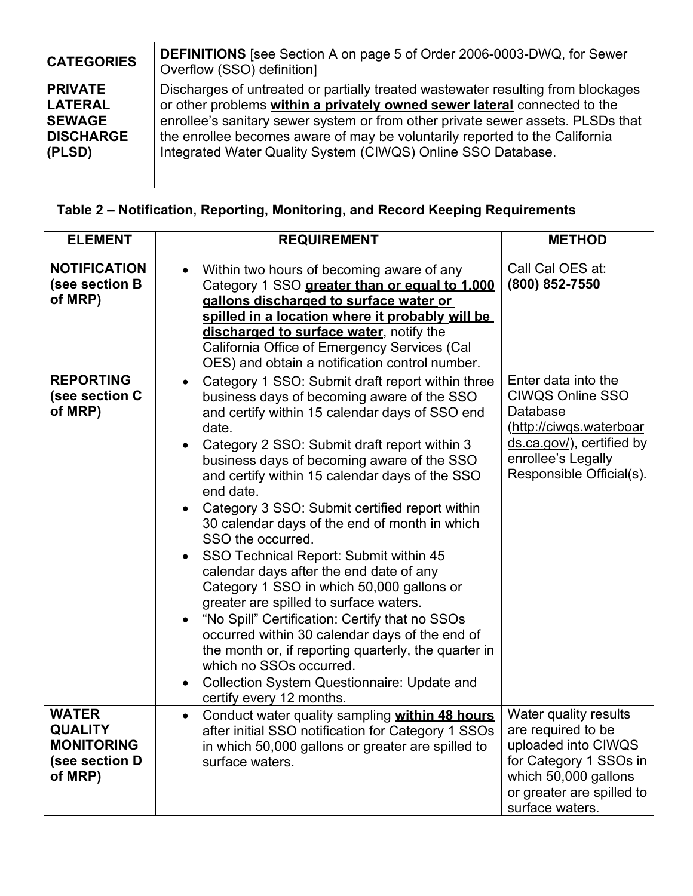| CATEGORIES | **DEFINITIONS** [see Section A on page 5 of Order 2006-0003-DWQ, for Sewer Overflow (SSO) definition] |
| --- | --- |
| **PRIVATE LATERAL SEWAGE DISCHARGE (PLSD)** | Discharges of untreated or partially treated wastewater resulting from blockages or other problems **within a privately owned sewer lateral** connected to the enrollee's sanitary sewer system or from other private sewer assets. PLSDs that the enrollee becomes aware of may be voluntarily reported to the California Integrated Water Quality System (CIWQS) Online SSO Database. |

**Table 2 – Notification, Reporting, Monitoring, and Record Keeping Requirements**

| ELEMENT | REQUIREMENT | METHOD |
| --- | --- | --- |
| **NOTIFICATION (see section B of MRP)** | • Within two hours of becoming aware of any Category 1 SSO **greater than or equal to 1,000 gallons discharged to surface water or spilled in a location where it probably will be discharged to surface water**, notify the California Office of Emergency Services (Cal OES) and obtain a notification control number. | Call Cal OES at: **(800) 852-7550** |
| **REPORTING (see section C of MRP)** | • Category 1 SSO: Submit draft report within three business days of becoming aware of the SSO and certify within 15 calendar days of SSO end date.<br>• Category 2 SSO: Submit draft report within 3 business days of becoming aware of the SSO and certify within 15 calendar days of the SSO end date.<br>• Category 3 SSO: Submit certified report within 30 calendar days of the end of month in which SSO the occurred.<br>• SSO Technical Report: Submit within 45 calendar days after the end date of any Category 1 SSO in which 50,000 gallons or greater are spilled to surface waters.<br>• "No Spill" Certification: Certify that no SSOs occurred within 30 calendar days of the end of the month or, if reporting quarterly, the quarter in which no SSOs occurred.<br>• Collection System Questionnaire: Update and certify every 12 months. | Enter data into the CIWQS Online SSO Database (http://ciwqs.waterboards.ca.gov/), certified by enrollee's Legally Responsible Official(s). |
| **WATER QUALITY MONITORING (see section D of MRP)** | • Conduct water quality sampling **within 48 hours** after initial SSO notification for Category 1 SSOs in which 50,000 gallons or greater are spilled to surface waters. | Water quality results are required to be uploaded into CIWQS for Category 1 SSOs in which 50,000 gallons or greater are spilled to surface waters. |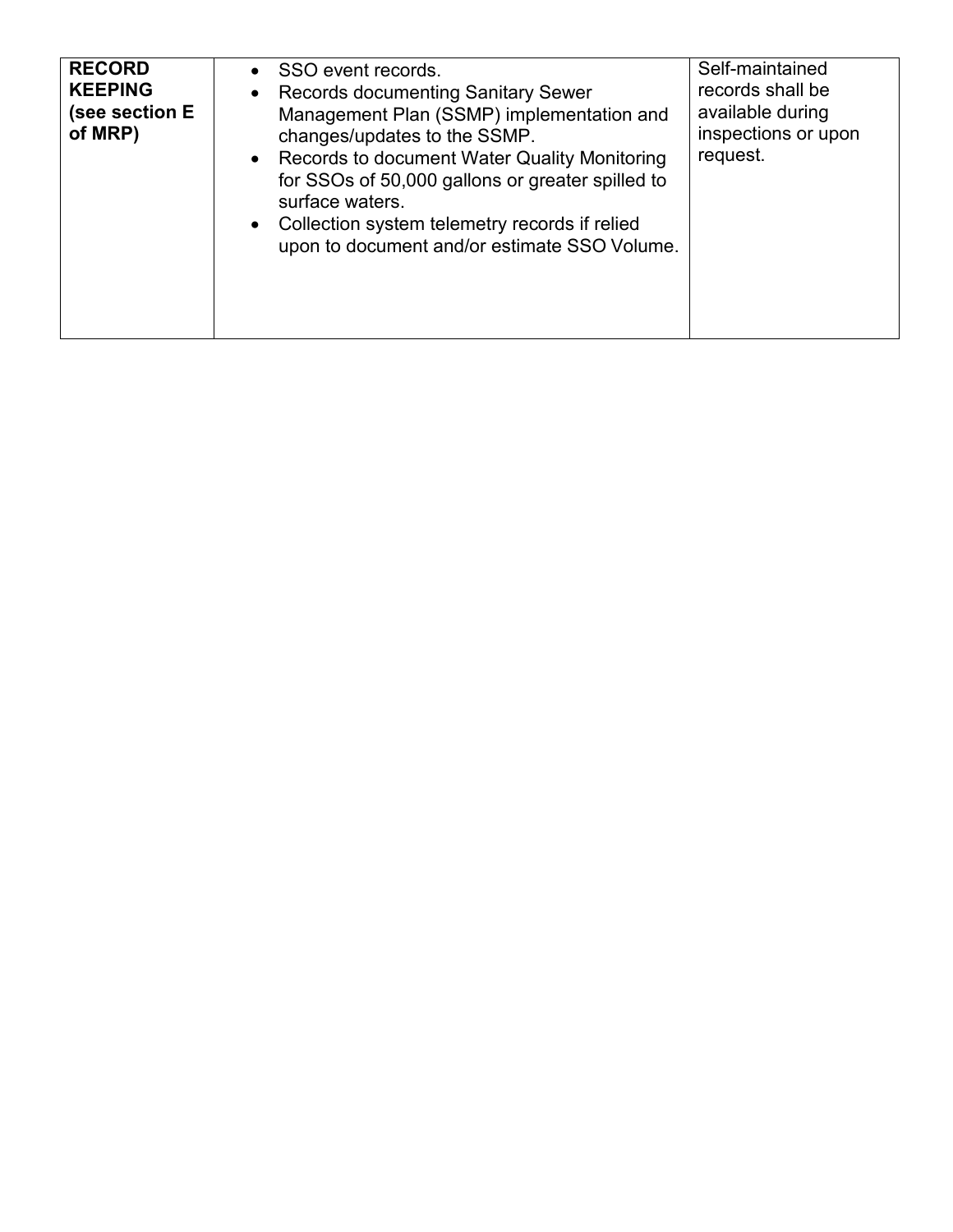| **RECORD KEEPING (see section E of MRP)** | • SSO event records.<br>• Records documenting Sanitary Sewer Management Plan (SSMP) implementation and changes/updates to the SSMP.<br>• Records to document Water Quality Monitoring for SSOs of 50,000 gallons or greater spilled to surface waters.<br>• Collection system telemetry records if relied upon to document and/or estimate SSO Volume. | Self-maintained records shall be available during inspections or upon request. |
|---|---|---|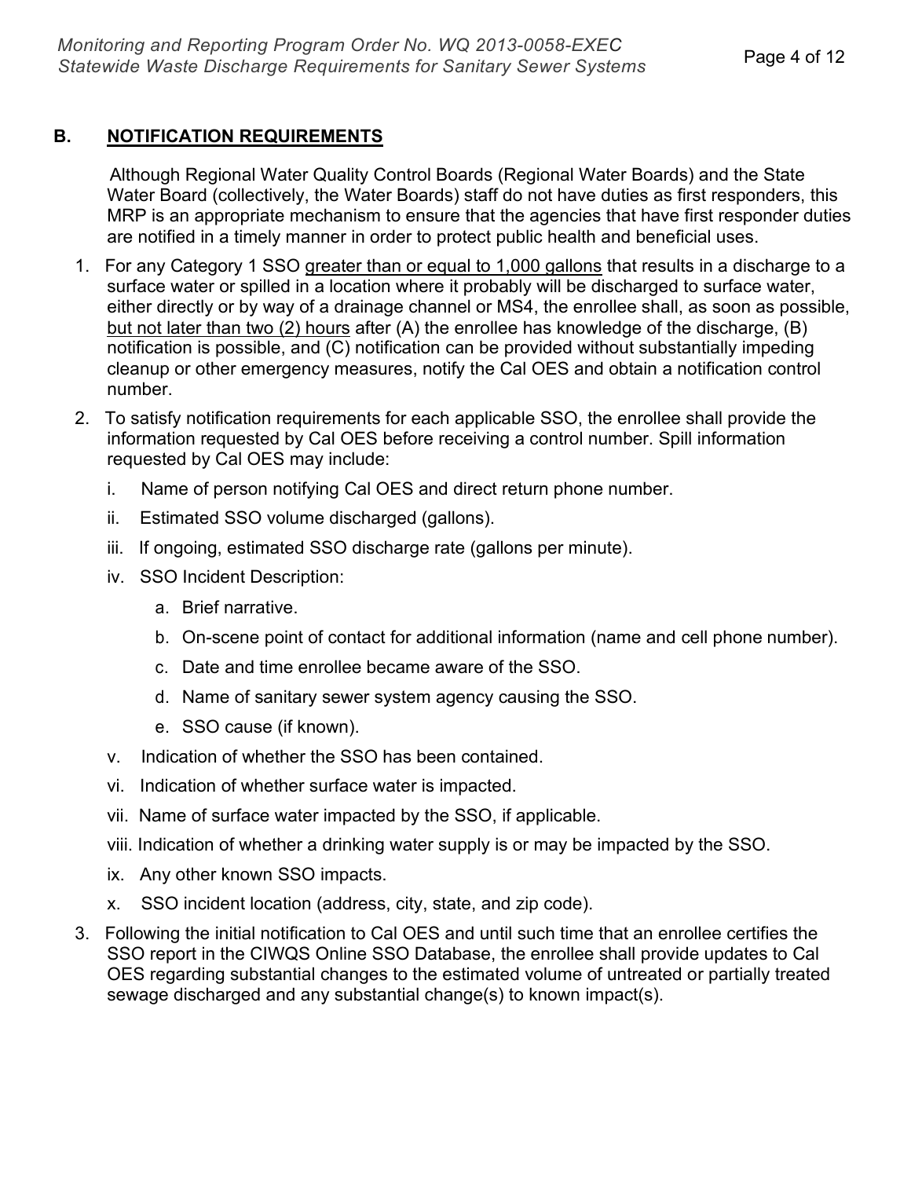## B. NOTIFICATION REQUIREMENTS

Although Regional Water Quality Control Boards (Regional Water Boards) and the State Water Board (collectively, the Water Boards) staff do not have duties as first responders, this MRP is an appropriate mechanism to ensure that the agencies that have first responder duties are notified in a timely manner in order to protect public health and beneficial uses.

1. For any Category 1 SSO greater than or equal to 1,000 gallons that results in a discharge to a surface water or spilled in a location where it probably will be discharged to surface water, either directly or by way of a drainage channel or MS4, the enrollee shall, as soon as possible, but not later than two (2) hours after (A) the enrollee has knowledge of the discharge, (B) notification is possible, and (C) notification can be provided without substantially impeding cleanup or other emergency measures, notify the Cal OES and obtain a notification control number.
2. To satisfy notification requirements for each applicable SSO, the enrollee shall provide the information requested by Cal OES before receiving a control number. Spill information requested by Cal OES may include:
   - i. Name of person notifying Cal OES and direct return phone number.
   - ii. Estimated SSO volume discharged (gallons).
   - iii. If ongoing, estimated SSO discharge rate (gallons per minute).
   - iv. SSO Incident Description:
     - a. Brief narrative.
     - b. On-scene point of contact for additional information (name and cell phone number).
     - c. Date and time enrollee became aware of the SSO.
     - d. Name of sanitary sewer system agency causing the SSO.
     - e. SSO cause (if known).
   - v. Indication of whether the SSO has been contained.
   - vi. Indication of whether surface water is impacted.
   - vii. Name of surface water impacted by the SSO, if applicable.
   - viii. Indication of whether a drinking water supply is or may be impacted by the SSO.
   - ix. Any other known SSO impacts.
   - x. SSO incident location (address, city, state, and zip code).
3. Following the initial notification to Cal OES and until such time that an enrollee certifies the SSO report in the CIWQS Online SSO Database, the enrollee shall provide updates to Cal OES regarding substantial changes to the estimated volume of untreated or partially treated sewage discharged and any substantial change(s) to known impact(s).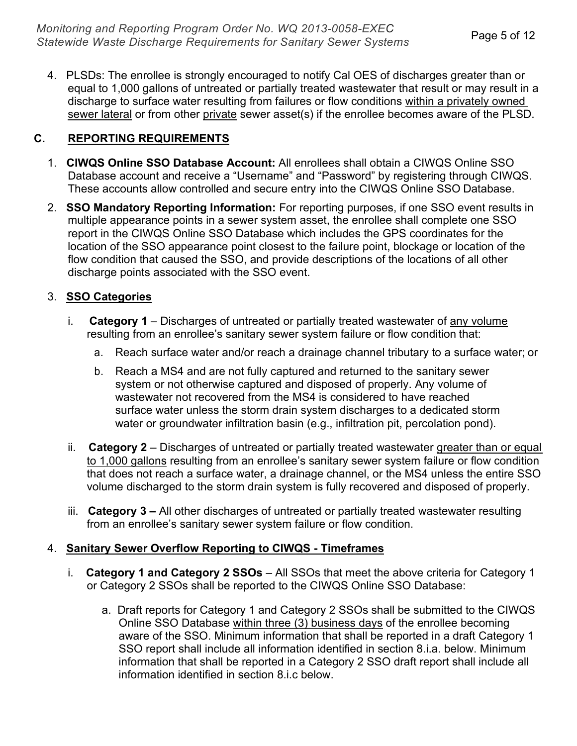4. PLSDs: The enrollee is strongly encouraged to notify Cal OES of discharges greater than or equal to 1,000 gallons of untreated or partially treated wastewater that result or may result in a discharge to surface water resulting from failures or flow conditions within a privately owned sewer lateral or from other private sewer asset(s) if the enrollee becomes aware of the PLSD.

## C. REPORTING REQUIREMENTS

1. **CIWQS Online SSO Database Account:** All enrollees shall obtain a CIWQS Online SSO Database account and receive a "Username" and "Password" by registering through CIWQS. These accounts allow controlled and secure entry into the CIWQS Online SSO Database.

2. **SSO Mandatory Reporting Information:** For reporting purposes, if one SSO event results in multiple appearance points in a sewer system asset, the enrollee shall complete one SSO report in the CIWQS Online SSO Database which includes the GPS coordinates for the location of the SSO appearance point closest to the failure point, blockage or location of the flow condition that caused the SSO, and provide descriptions of the locations of all other discharge points associated with the SSO event.

3. **SSO Categories**

   i. **Category 1** – Discharges of untreated or partially treated wastewater of any volume resulting from an enrollee's sanitary sewer system failure or flow condition that:

      a. Reach surface water and/or reach a drainage channel tributary to a surface water; or

      b. Reach a MS4 and are not fully captured and returned to the sanitary sewer system or not otherwise captured and disposed of properly. Any volume of wastewater not recovered from the MS4 is considered to have reached surface water unless the storm drain system discharges to a dedicated storm water or groundwater infiltration basin (e.g., infiltration pit, percolation pond).

   ii. **Category 2** – Discharges of untreated or partially treated wastewater greater than or equal to 1,000 gallons resulting from an enrollee's sanitary sewer system failure or flow condition that does not reach a surface water, a drainage channel, or the MS4 unless the entire SSO volume discharged to the storm drain system is fully recovered and disposed of properly.

   iii. **Category 3 –** All other discharges of untreated or partially treated wastewater resulting from an enrollee's sanitary sewer system failure or flow condition.

4. **Sanitary Sewer Overflow Reporting to CIWQS - Timeframes**

   i. **Category 1 and Category 2 SSOs** – All SSOs that meet the above criteria for Category 1 or Category 2 SSOs shall be reported to the CIWQS Online SSO Database:

      a. Draft reports for Category 1 and Category 2 SSOs shall be submitted to the CIWQS Online SSO Database within three (3) business days of the enrollee becoming aware of the SSO. Minimum information that shall be reported in a draft Category 1 SSO report shall include all information identified in section 8.i.a. below. Minimum information that shall be reported in a Category 2 SSO draft report shall include all information identified in section 8.i.c below.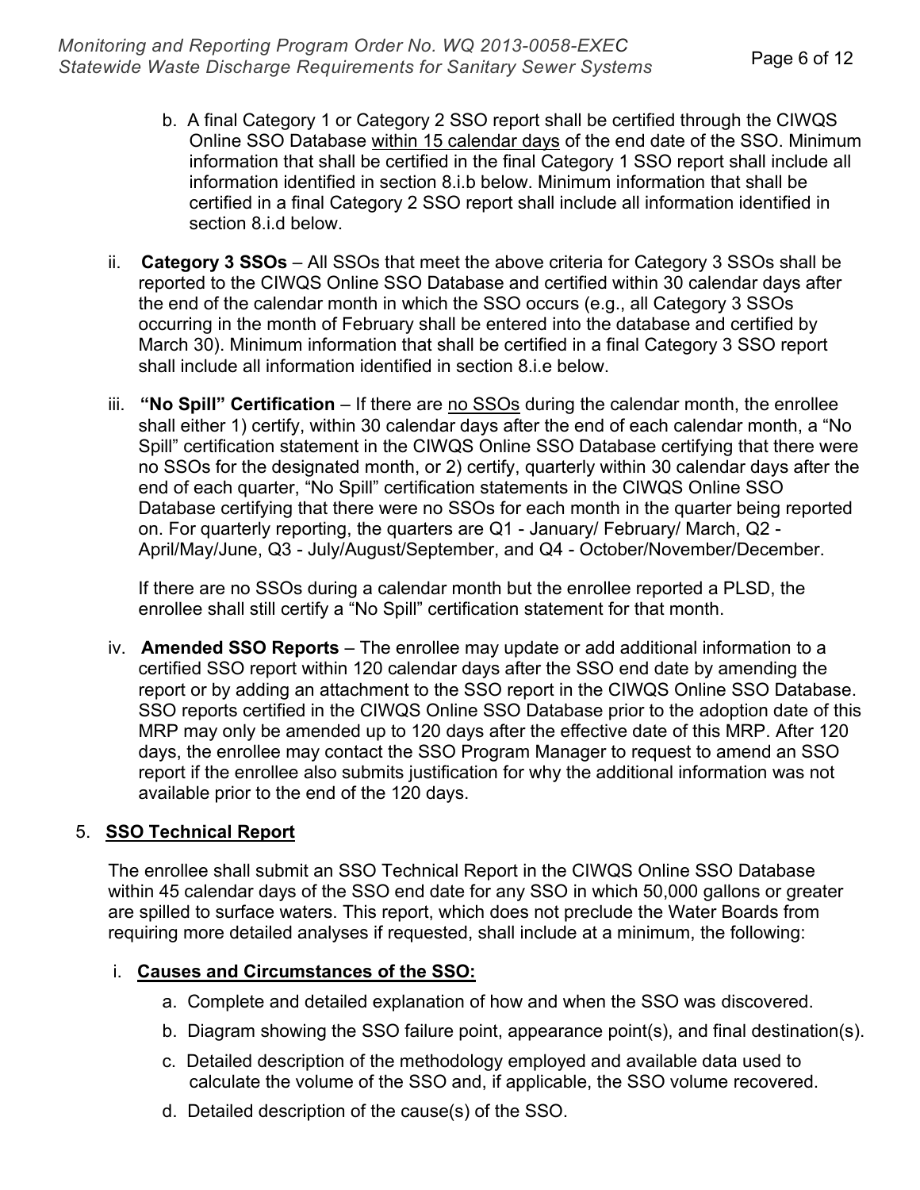b. A final Category 1 or Category 2 SSO report shall be certified through the CIWQS Online SSO Database within 15 calendar days of the end date of the SSO. Minimum information that shall be certified in the final Category 1 SSO report shall include all information identified in section 8.i.b below. Minimum information that shall be certified in a final Category 2 SSO report shall include all information identified in section 8.i.d below.

ii. **Category 3 SSOs** – All SSOs that meet the above criteria for Category 3 SSOs shall be reported to the CIWQS Online SSO Database and certified within 30 calendar days after the end of the calendar month in which the SSO occurs (e.g., all Category 3 SSOs occurring in the month of February shall be entered into the database and certified by March 30). Minimum information that shall be certified in a final Category 3 SSO report shall include all information identified in section 8.i.e below.

iii. **"No Spill" Certification** – If there are no SSOs during the calendar month, the enrollee shall either 1) certify, within 30 calendar days after the end of each calendar month, a "No Spill" certification statement in the CIWQS Online SSO Database certifying that there were no SSOs for the designated month, or 2) certify, quarterly within 30 calendar days after the end of each quarter, "No Spill" certification statements in the CIWQS Online SSO Database certifying that there were no SSOs for each month in the quarter being reported on. For quarterly reporting, the quarters are Q1 - January/ February/ March, Q2 - April/May/June, Q3 - July/August/September, and Q4 - October/November/December.

If there are no SSOs during a calendar month but the enrollee reported a PLSD, the enrollee shall still certify a "No Spill" certification statement for that month.

iv. **Amended SSO Reports** – The enrollee may update or add additional information to a certified SSO report within 120 calendar days after the SSO end date by amending the report or by adding an attachment to the SSO report in the CIWQS Online SSO Database. SSO reports certified in the CIWQS Online SSO Database prior to the adoption date of this MRP may only be amended up to 120 days after the effective date of this MRP. After 120 days, the enrollee may contact the SSO Program Manager to request to amend an SSO report if the enrollee also submits justification for why the additional information was not available prior to the end of the 120 days.

## 5. SSO Technical Report

The enrollee shall submit an SSO Technical Report in the CIWQS Online SSO Database within 45 calendar days of the SSO end date for any SSO in which 50,000 gallons or greater are spilled to surface waters. This report, which does not preclude the Water Boards from requiring more detailed analyses if requested, shall include at a minimum, the following:

### i. Causes and Circumstances of the SSO:

a. Complete and detailed explanation of how and when the SSO was discovered.

b. Diagram showing the SSO failure point, appearance point(s), and final destination(s).

c. Detailed description of the methodology employed and available data used to calculate the volume of the SSO and, if applicable, the SSO volume recovered.

d. Detailed description of the cause(s) of the SSO.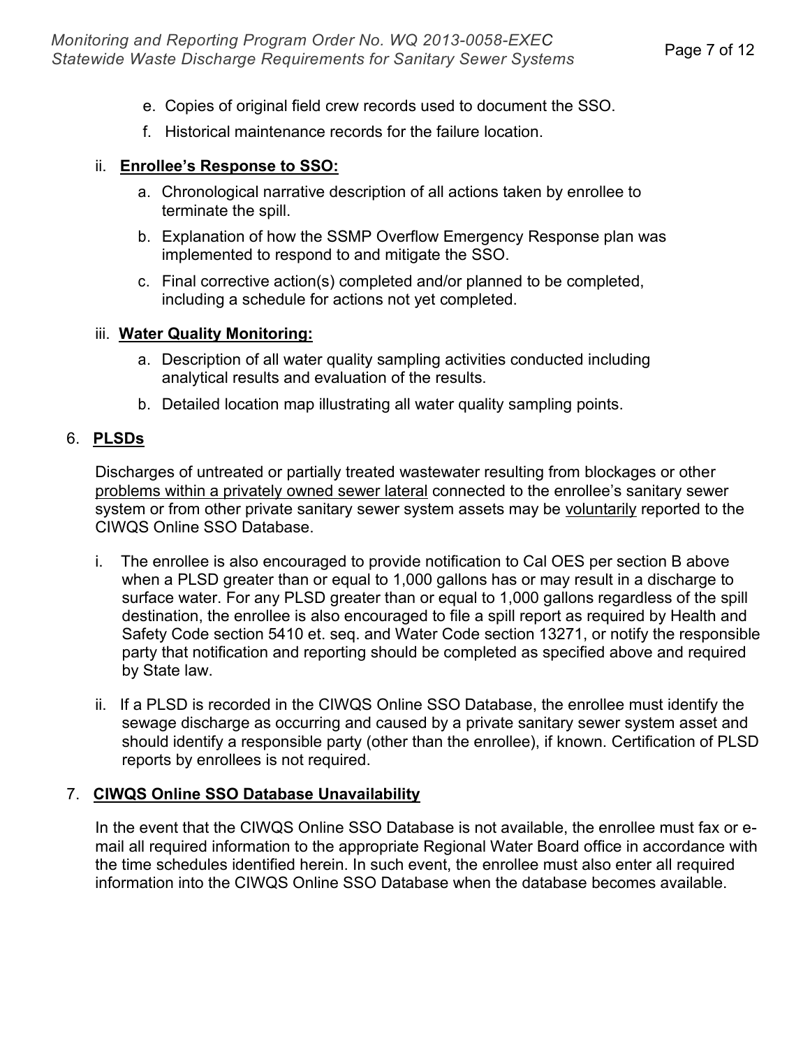e. Copies of original field crew records used to document the SSO.

f. Historical maintenance records for the failure location.

ii. **Enrollee's Response to SSO:**

a. Chronological narrative description of all actions taken by enrollee to terminate the spill.

b. Explanation of how the SSMP Overflow Emergency Response plan was implemented to respond to and mitigate the SSO.

c. Final corrective action(s) completed and/or planned to be completed, including a schedule for actions not yet completed.

iii. **Water Quality Monitoring:**

a. Description of all water quality sampling activities conducted including analytical results and evaluation of the results.

b. Detailed location map illustrating all water quality sampling points.

6. **PLSDs**

Discharges of untreated or partially treated wastewater resulting from blockages or other problems within a privately owned sewer lateral connected to the enrollee's sanitary sewer system or from other private sanitary sewer system assets may be voluntarily reported to the CIWQS Online SSO Database.

i. The enrollee is also encouraged to provide notification to Cal OES per section B above when a PLSD greater than or equal to 1,000 gallons has or may result in a discharge to surface water. For any PLSD greater than or equal to 1,000 gallons regardless of the spill destination, the enrollee is also encouraged to file a spill report as required by Health and Safety Code section 5410 et. seq. and Water Code section 13271, or notify the responsible party that notification and reporting should be completed as specified above and required by State law.

ii. If a PLSD is recorded in the CIWQS Online SSO Database, the enrollee must identify the sewage discharge as occurring and caused by a private sanitary sewer system asset and should identify a responsible party (other than the enrollee), if known. Certification of PLSD reports by enrollees is not required.

7. **CIWQS Online SSO Database Unavailability**

In the event that the CIWQS Online SSO Database is not available, the enrollee must fax or e-mail all required information to the appropriate Regional Water Board office in accordance with the time schedules identified herein. In such event, the enrollee must also enter all required information into the CIWQS Online SSO Database when the database becomes available.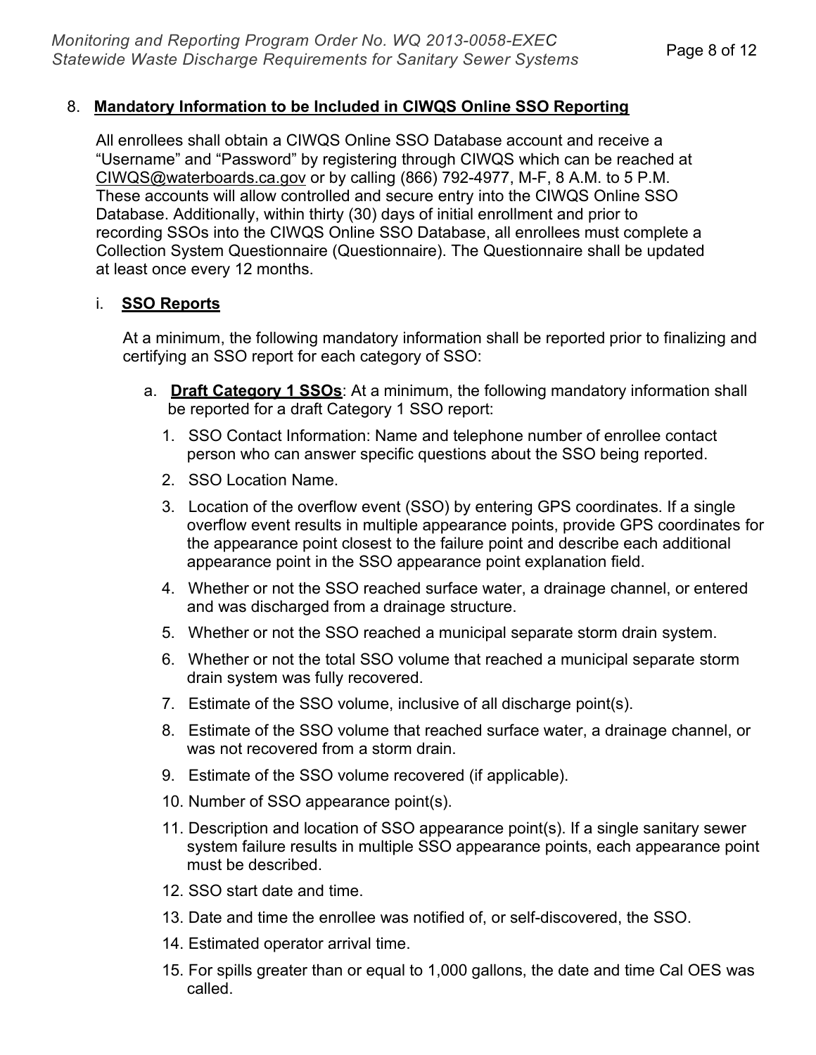8. **Mandatory Information to be Included in CIWQS Online SSO Reporting**

All enrollees shall obtain a CIWQS Online SSO Database account and receive a "Username" and "Password" by registering through CIWQS which can be reached at CIWQS@waterboards.ca.gov or by calling (866) 792-4977, M-F, 8 A.M. to 5 P.M. These accounts will allow controlled and secure entry into the CIWQS Online SSO Database. Additionally, within thirty (30) days of initial enrollment and prior to recording SSOs into the CIWQS Online SSO Database, all enrollees must complete a Collection System Questionnaire (Questionnaire). The Questionnaire shall be updated at least once every 12 months.

i. **SSO Reports**

At a minimum, the following mandatory information shall be reported prior to finalizing and certifying an SSO report for each category of SSO:

a. **Draft Category 1 SSOs**: At a minimum, the following mandatory information shall be reported for a draft Category 1 SSO report:

1. SSO Contact Information: Name and telephone number of enrollee contact person who can answer specific questions about the SSO being reported.
2. SSO Location Name.
3. Location of the overflow event (SSO) by entering GPS coordinates. If a single overflow event results in multiple appearance points, provide GPS coordinates for the appearance point closest to the failure point and describe each additional appearance point in the SSO appearance point explanation field.
4. Whether or not the SSO reached surface water, a drainage channel, or entered and was discharged from a drainage structure.
5. Whether or not the SSO reached a municipal separate storm drain system.
6. Whether or not the total SSO volume that reached a municipal separate storm drain system was fully recovered.
7. Estimate of the SSO volume, inclusive of all discharge point(s).
8. Estimate of the SSO volume that reached surface water, a drainage channel, or was not recovered from a storm drain.
9. Estimate of the SSO volume recovered (if applicable).
10. Number of SSO appearance point(s).
11. Description and location of SSO appearance point(s). If a single sanitary sewer system failure results in multiple SSO appearance points, each appearance point must be described.
12. SSO start date and time.
13. Date and time the enrollee was notified of, or self-discovered, the SSO.
14. Estimated operator arrival time.
15. For spills greater than or equal to 1,000 gallons, the date and time Cal OES was called.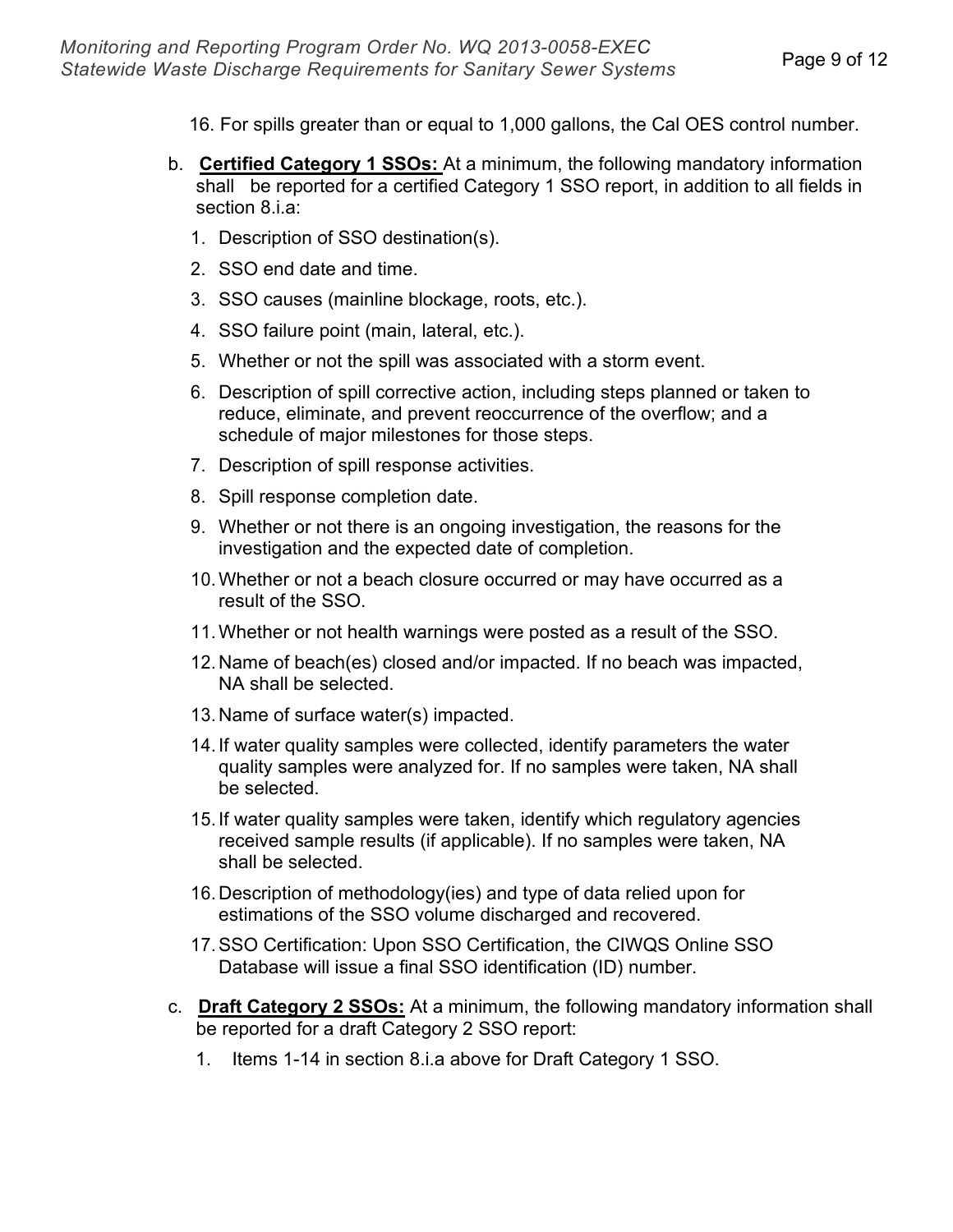16. For spills greater than or equal to 1,000 gallons, the Cal OES control number.

b. **Certified Category 1 SSOs:** At a minimum, the following mandatory information shall be reported for a certified Category 1 SSO report, in addition to all fields in section 8.i.a:

1. Description of SSO destination(s).
2. SSO end date and time.
3. SSO causes (mainline blockage, roots, etc.).
4. SSO failure point (main, lateral, etc.).
5. Whether or not the spill was associated with a storm event.
6. Description of spill corrective action, including steps planned or taken to reduce, eliminate, and prevent reoccurrence of the overflow; and a schedule of major milestones for those steps.
7. Description of spill response activities.
8. Spill response completion date.
9. Whether or not there is an ongoing investigation, the reasons for the investigation and the expected date of completion.
10. Whether or not a beach closure occurred or may have occurred as a result of the SSO.
11. Whether or not health warnings were posted as a result of the SSO.
12. Name of beach(es) closed and/or impacted. If no beach was impacted, NA shall be selected.
13. Name of surface water(s) impacted.
14. If water quality samples were collected, identify parameters the water quality samples were analyzed for. If no samples were taken, NA shall be selected.
15. If water quality samples were taken, identify which regulatory agencies received sample results (if applicable). If no samples were taken, NA shall be selected.
16. Description of methodology(ies) and type of data relied upon for estimations of the SSO volume discharged and recovered.
17. SSO Certification: Upon SSO Certification, the CIWQS Online SSO Database will issue a final SSO identification (ID) number.

c. **Draft Category 2 SSOs:** At a minimum, the following mandatory information shall be reported for a draft Category 2 SSO report:

1. Items 1-14 in section 8.i.a above for Draft Category 1 SSO.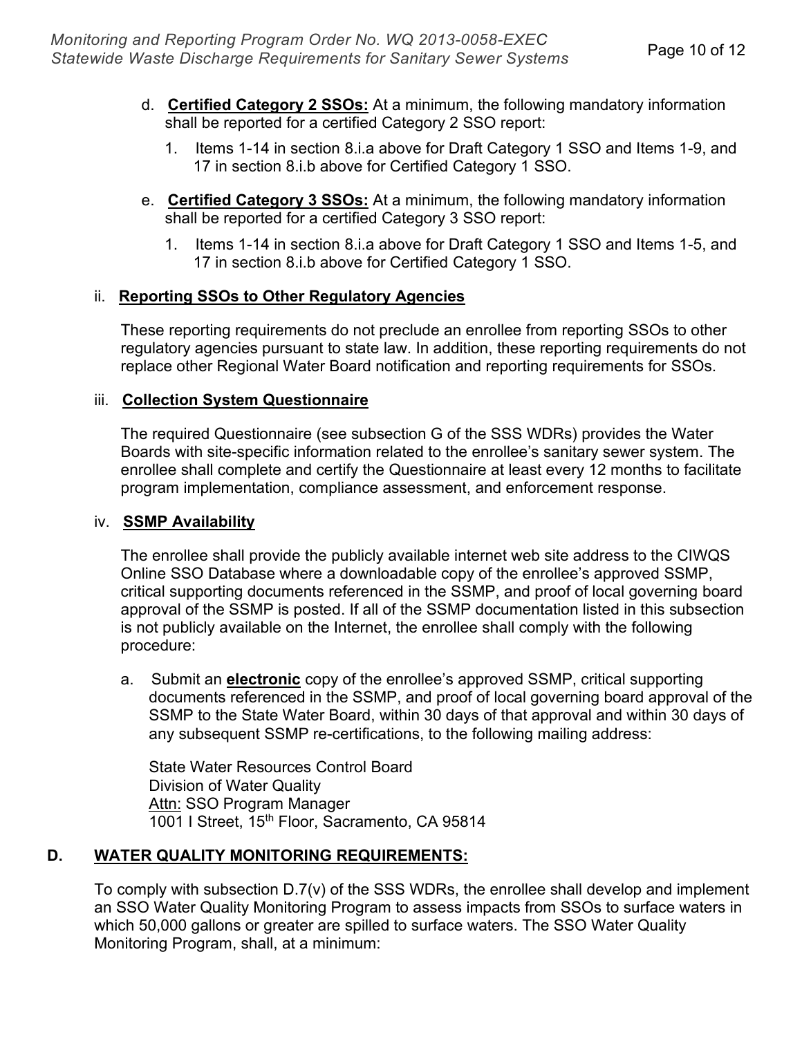d. **Certified Category 2 SSOs:** At a minimum, the following mandatory information shall be reported for a certified Category 2 SSO report:

   1. Items 1-14 in section 8.i.a above for Draft Category 1 SSO and Items 1-9, and 17 in section 8.i.b above for Certified Category 1 SSO.

e. **Certified Category 3 SSOs:** At a minimum, the following mandatory information shall be reported for a certified Category 3 SSO report:

   1. Items 1-14 in section 8.i.a above for Draft Category 1 SSO and Items 1-5, and 17 in section 8.i.b above for Certified Category 1 SSO.

ii. **Reporting SSOs to Other Regulatory Agencies**

These reporting requirements do not preclude an enrollee from reporting SSOs to other regulatory agencies pursuant to state law. In addition, these reporting requirements do not replace other Regional Water Board notification and reporting requirements for SSOs.

iii. **Collection System Questionnaire**

The required Questionnaire (see subsection G of the SSS WDRs) provides the Water Boards with site-specific information related to the enrollee's sanitary sewer system. The enrollee shall complete and certify the Questionnaire at least every 12 months to facilitate program implementation, compliance assessment, and enforcement response.

iv. **SSMP Availability**

The enrollee shall provide the publicly available internet web site address to the CIWQS Online SSO Database where a downloadable copy of the enrollee's approved SSMP, critical supporting documents referenced in the SSMP, and proof of local governing board approval of the SSMP is posted. If all of the SSMP documentation listed in this subsection is not publicly available on the Internet, the enrollee shall comply with the following procedure:

a. Submit an **electronic** copy of the enrollee's approved SSMP, critical supporting documents referenced in the SSMP, and proof of local governing board approval of the SSMP to the State Water Board, within 30 days of that approval and within 30 days of any subsequent SSMP re-certifications, to the following mailing address:

   State Water Resources Control Board
   Division of Water Quality
   Attn: SSO Program Manager
   1001 I Street, 15th Floor, Sacramento, CA 95814

## D. WATER QUALITY MONITORING REQUIREMENTS:

To comply with subsection D.7(v) of the SSS WDRs, the enrollee shall develop and implement an SSO Water Quality Monitoring Program to assess impacts from SSOs to surface waters in which 50,000 gallons or greater are spilled to surface waters. The SSO Water Quality Monitoring Program, shall, at a minimum: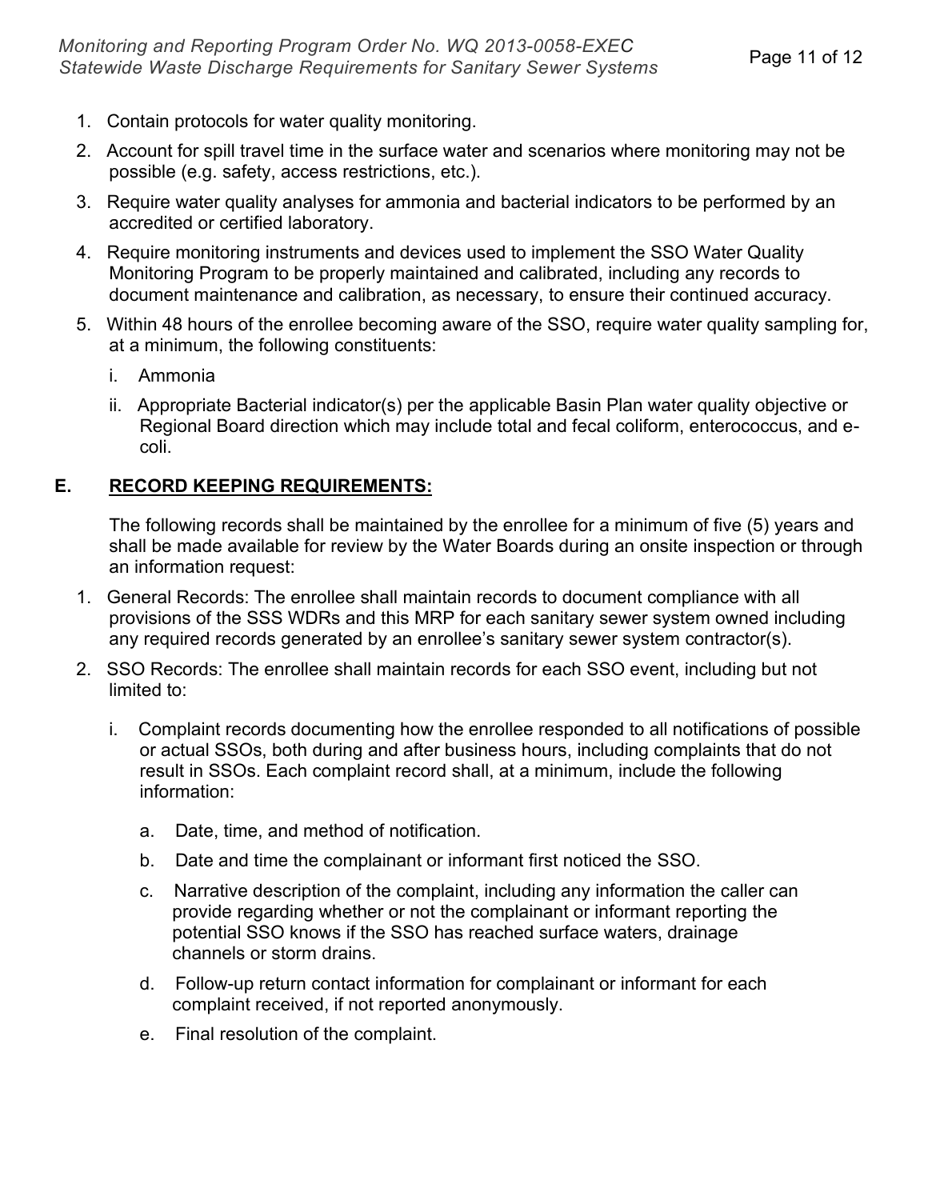1. Contain protocols for water quality monitoring.
2. Account for spill travel time in the surface water and scenarios where monitoring may not be possible (e.g. safety, access restrictions, etc.).
3. Require water quality analyses for ammonia and bacterial indicators to be performed by an accredited or certified laboratory.
4. Require monitoring instruments and devices used to implement the SSO Water Quality Monitoring Program to be properly maintained and calibrated, including any records to document maintenance and calibration, as necessary, to ensure their continued accuracy.
5. Within 48 hours of the enrollee becoming aware of the SSO, require water quality sampling for, at a minimum, the following constituents:
   i. Ammonia
   ii. Appropriate Bacterial indicator(s) per the applicable Basin Plan water quality objective or Regional Board direction which may include total and fecal coliform, enterococcus, and e-coli.

## E. RECORD KEEPING REQUIREMENTS:

The following records shall be maintained by the enrollee for a minimum of five (5) years and shall be made available for review by the Water Boards during an onsite inspection or through an information request:

1. General Records: The enrollee shall maintain records to document compliance with all provisions of the SSS WDRs and this MRP for each sanitary sewer system owned including any required records generated by an enrollee's sanitary sewer system contractor(s).
2. SSO Records: The enrollee shall maintain records for each SSO event, including but not limited to:
   i. Complaint records documenting how the enrollee responded to all notifications of possible or actual SSOs, both during and after business hours, including complaints that do not result in SSOs. Each complaint record shall, at a minimum, include the following information:
      a. Date, time, and method of notification.
      b. Date and time the complainant or informant first noticed the SSO.
      c. Narrative description of the complaint, including any information the caller can provide regarding whether or not the complainant or informant reporting the potential SSO knows if the SSO has reached surface waters, drainage channels or storm drains.
      d. Follow-up return contact information for complainant or informant for each complaint received, if not reported anonymously.
      e. Final resolution of the complaint.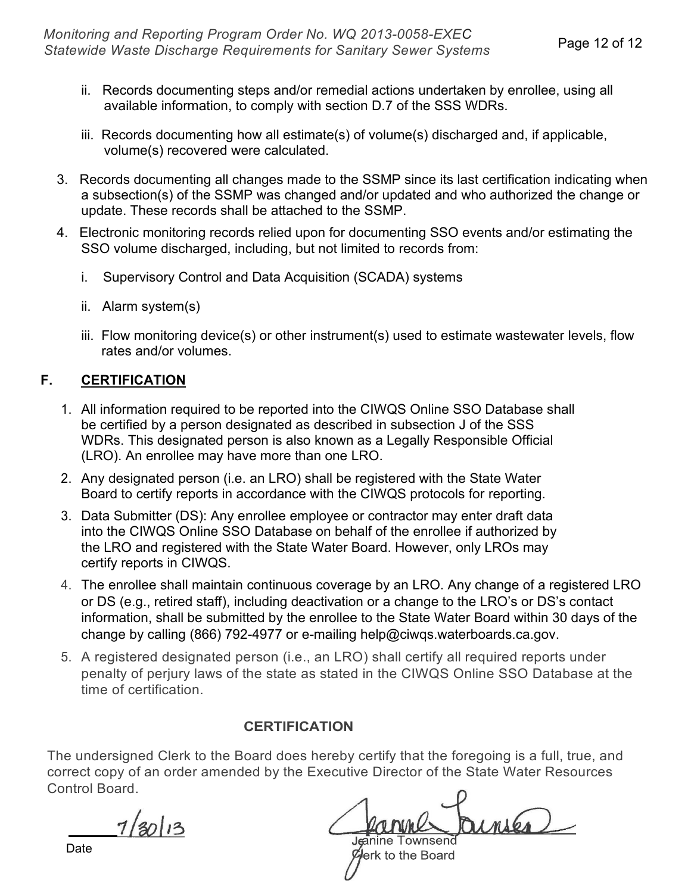ii. Records documenting steps and/or remedial actions undertaken by enrollee, using all available information, to comply with section D.7 of the SSS WDRs.

iii. Records documenting how all estimate(s) of volume(s) discharged and, if applicable, volume(s) recovered were calculated.

3. Records documenting all changes made to the SSMP since its last certification indicating when a subsection(s) of the SSMP was changed and/or updated and who authorized the change or update. These records shall be attached to the SSMP.

4. Electronic monitoring records relied upon for documenting SSO events and/or estimating the SSO volume discharged, including, but not limited to records from:

   i. Supervisory Control and Data Acquisition (SCADA) systems

   ii. Alarm system(s)

   iii. Flow monitoring device(s) or other instrument(s) used to estimate wastewater levels, flow rates and/or volumes.

## F. CERTIFICATION

1. All information required to be reported into the CIWQS Online SSO Database shall be certified by a person designated as described in subsection J of the SSS WDRs. This designated person is also known as a Legally Responsible Official (LRO). An enrollee may have more than one LRO.
2. Any designated person (i.e. an LRO) shall be registered with the State Water Board to certify reports in accordance with the CIWQS protocols for reporting.
3. Data Submitter (DS): Any enrollee employee or contractor may enter draft data into the CIWQS Online SSO Database on behalf of the enrollee if authorized by the LRO and registered with the State Water Board. However, only LROs may certify reports in CIWQS.
4. The enrollee shall maintain continuous coverage by an LRO. Any change of a registered LRO or DS (e.g., retired staff), including deactivation or a change to the LRO's or DS's contact information, shall be submitted by the enrollee to the State Water Board within 30 days of the change by calling (866) 792-4977 or e-mailing help@ciwqs.waterboards.ca.gov.
5. A registered designated person (i.e., an LRO) shall certify all required reports under penalty of perjury laws of the state as stated in the CIWQS Online SSO Database at the time of certification.

### CERTIFICATION

The undersigned Clerk to the Board does hereby certify that the foregoing is a full, true, and correct copy of an order amended by the Executive Director of the State Water Resources Control Board.

7/30/13
Date

Jeanine Townsend
Clerk to the Board